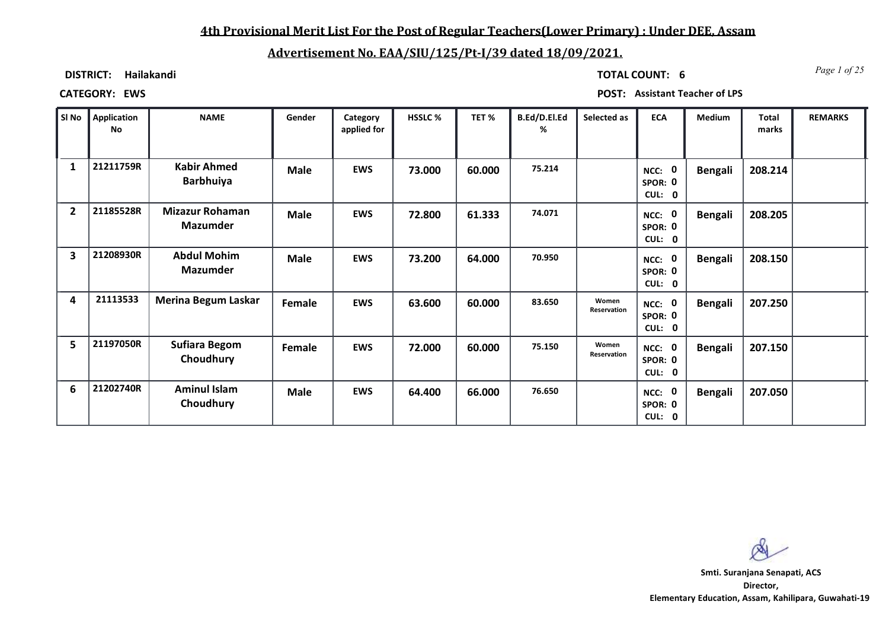# 4th Provisional Merit List For the Post of Regular Teachers(Lower Primary) : Under DEE, Assam

## Advertisement No. EAA/SIU/125/Pt-I/39 dated 18/09/2021.

**DISTRICT:** Hailakandi

**TOTAL COUNT:** 6

**CATEGORY:** EWS

**POST:** Assistant Teacher of LPS

| Sl No | Application No | NAME | Gender | Category applied for | HSSLC % | TET % | B.Ed/D.El.Ed % | Selected as | ECA | Medium | Total marks | REMARKS |
|---|---|---|---|---|---|---|---|---|---|---|---|---|
| 1 | 21211759R | Kabir Ahmed Barbhuiya | Male | EWS | 73.000 | 60.000 | 75.214 | | NCC: 0 SPOR: 0 CUL: 0 | Bengali | 208.214 | |
| 2 | 21185528R | Mizazur Rohaman Mazumder | Male | EWS | 72.800 | 61.333 | 74.071 | | NCC: 0 SPOR: 0 CUL: 0 | Bengali | 208.205 | |
| 3 | 21208930R | Abdul Mohim Mazumder | Male | EWS | 73.200 | 64.000 | 70.950 | | NCC: 0 SPOR: 0 CUL: 0 | Bengali | 208.150 | |
| 4 | 21113533 | Merina Begum Laskar | Female | EWS | 63.600 | 60.000 | 83.650 | Women Reservation | NCC: 0 SPOR: 0 CUL: 0 | Bengali | 207.250 | |
| 5 | 21197050R | Sufiara Begom Choudhury | Female | EWS | 72.000 | 60.000 | 75.150 | Women Reservation | NCC: 0 SPOR: 0 CUL: 0 | Bengali | 207.150 | |
| 6 | 21202740R | Aminul Islam Choudhury | Male | EWS | 64.400 | 66.000 | 76.650 | | NCC: 0 SPOR: 0 CUL: 0 | Bengali | 207.050 | |

**Smti. Suranjana Senapati, ACS**
**Director,**
**Elementary Education, Assam, Kahilipara, Guwahati-19**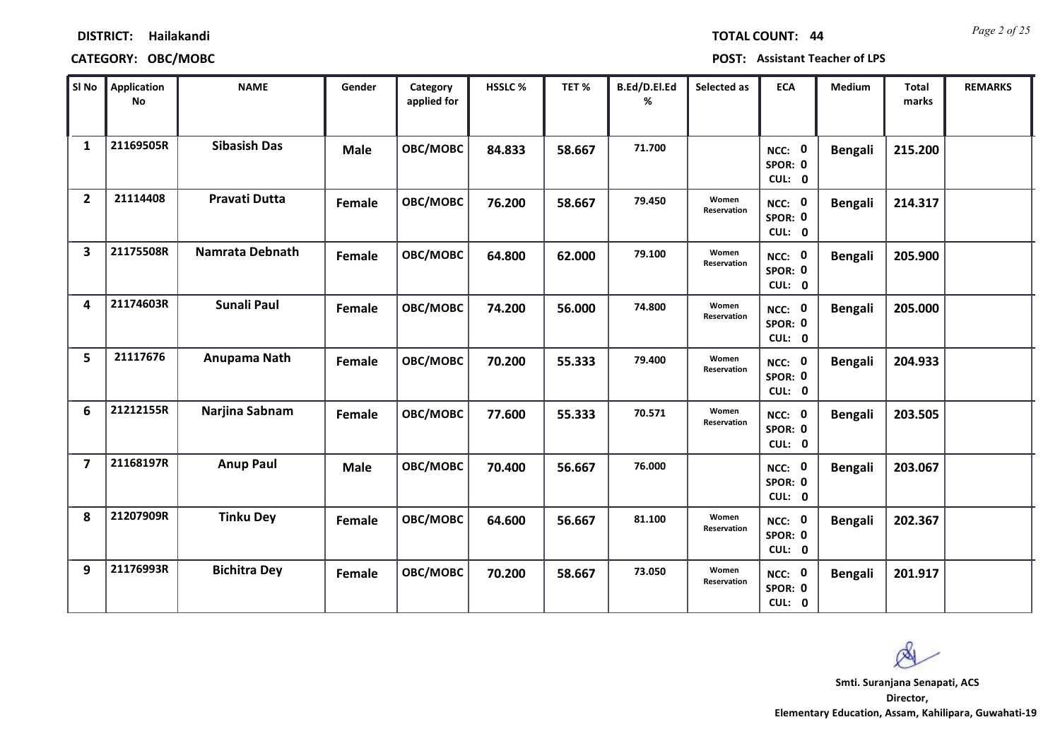**DISTRICT:** Hailakandi

**TOTAL COUNT:** 44

**CATEGORY:** OBC/MOBC

**POST:** Assistant Teacher of LPS

| Sl No | Application No | NAME | Gender | Category applied for | HSSLC % | TET % | B.Ed/D.El.Ed % | Selected as | ECA | Medium | Total marks | REMARKS |
|---|---|---|---|---|---|---|---|---|---|---|---|---|
| 1 | 21169505R | Sibasish Das | Male | OBC/MOBC | 84.833 | 58.667 | 71.700 | | NCC: 0 SPOR: 0 CUL: 0 | Bengali | 215.200 | |
| 2 | 21114408 | Pravati Dutta | Female | OBC/MOBC | 76.200 | 58.667 | 79.450 | Women Reservation | NCC: 0 SPOR: 0 CUL: 0 | Bengali | 214.317 | |
| 3 | 21175508R | Namrata Debnath | Female | OBC/MOBC | 64.800 | 62.000 | 79.100 | Women Reservation | NCC: 0 SPOR: 0 CUL: 0 | Bengali | 205.900 | |
| 4 | 21174603R | Sunali Paul | Female | OBC/MOBC | 74.200 | 56.000 | 74.800 | Women Reservation | NCC: 0 SPOR: 0 CUL: 0 | Bengali | 205.000 | |
| 5 | 21117676 | Anupama Nath | Female | OBC/MOBC | 70.200 | 55.333 | 79.400 | Women Reservation | NCC: 0 SPOR: 0 CUL: 0 | Bengali | 204.933 | |
| 6 | 21212155R | Narjina Sabnam | Female | OBC/MOBC | 77.600 | 55.333 | 70.571 | Women Reservation | NCC: 0 SPOR: 0 CUL: 0 | Bengali | 203.505 | |
| 7 | 21168197R | Anup Paul | Male | OBC/MOBC | 70.400 | 56.667 | 76.000 | | NCC: 0 SPOR: 0 CUL: 0 | Bengali | 203.067 | |
| 8 | 21207909R | Tinku Dey | Female | OBC/MOBC | 64.600 | 56.667 | 81.100 | Women Reservation | NCC: 0 SPOR: 0 CUL: 0 | Bengali | 202.367 | |
| 9 | 21176993R | Bichitra Dey | Female | OBC/MOBC | 70.200 | 58.667 | 73.050 | Women Reservation | NCC: 0 SPOR: 0 CUL: 0 | Bengali | 201.917 | |

**Smti. Suranjana Senapati, ACS**
**Director,**
**Elementary Education, Assam, Kahilipara, Guwahati-19**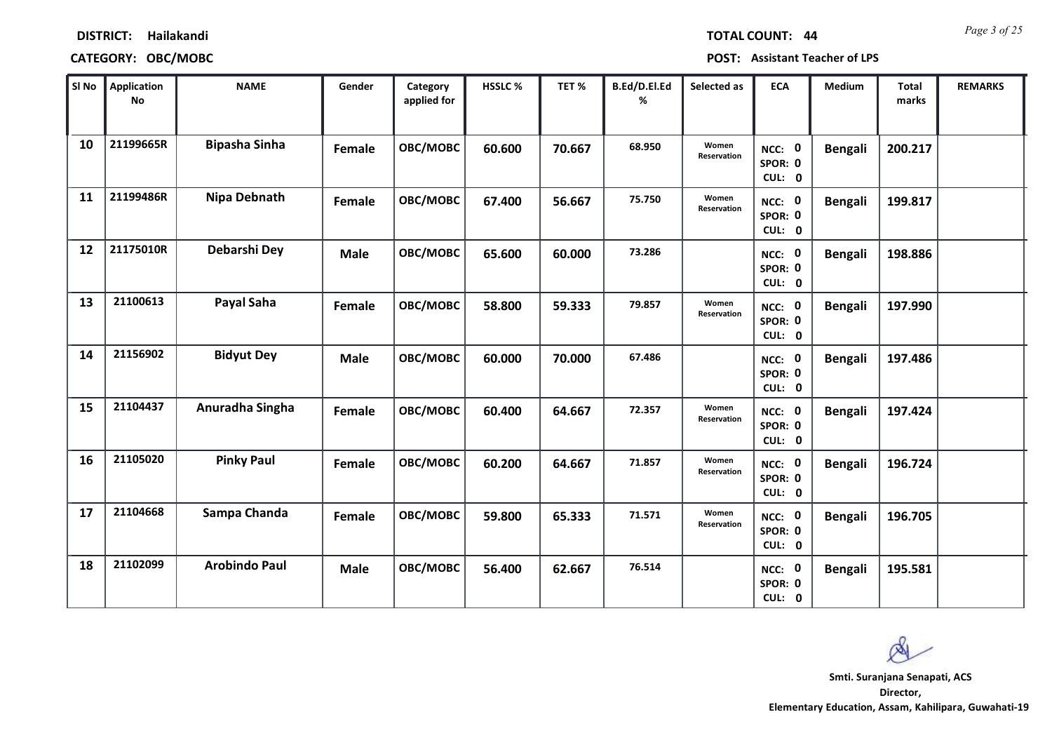**DISTRICT: Hailakandi** **TOTAL COUNT: 44**

**CATEGORY: OBC/MOBC** **POST: Assistant Teacher of LPS**

| Sl No | Application No | NAME | Gender | Category applied for | HSSLC % | TET % | B.Ed/D.El.Ed % | Selected as | ECA | Medium | Total marks | REMARKS |
|---|---|---|---|---|---|---|---|---|---|---|---|---|
| 10 | 21199665R | Bipasha Sinha | Female | OBC/MOBC | 60.600 | 70.667 | 68.950 | Women Reservation | NCC: 0 SPOR: 0 CUL: 0 | Bengali | 200.217 | |
| 11 | 21199486R | Nipa Debnath | Female | OBC/MOBC | 67.400 | 56.667 | 75.750 | Women Reservation | NCC: 0 SPOR: 0 CUL: 0 | Bengali | 199.817 | |
| 12 | 21175010R | Debarshi Dey | Male | OBC/MOBC | 65.600 | 60.000 | 73.286 | | NCC: 0 SPOR: 0 CUL: 0 | Bengali | 198.886 | |
| 13 | 21100613 | Payal Saha | Female | OBC/MOBC | 58.800 | 59.333 | 79.857 | Women Reservation | NCC: 0 SPOR: 0 CUL: 0 | Bengali | 197.990 | |
| 14 | 21156902 | Bidyut Dey | Male | OBC/MOBC | 60.000 | 70.000 | 67.486 | | NCC: 0 SPOR: 0 CUL: 0 | Bengali | 197.486 | |
| 15 | 21104437 | Anuradha Singha | Female | OBC/MOBC | 60.400 | 64.667 | 72.357 | Women Reservation | NCC: 0 SPOR: 0 CUL: 0 | Bengali | 197.424 | |
| 16 | 21105020 | Pinky Paul | Female | OBC/MOBC | 60.200 | 64.667 | 71.857 | Women Reservation | NCC: 0 SPOR: 0 CUL: 0 | Bengali | 196.724 | |
| 17 | 21104668 | Sampa Chanda | Female | OBC/MOBC | 59.800 | 65.333 | 71.571 | Women Reservation | NCC: 0 SPOR: 0 CUL: 0 | Bengali | 196.705 | |
| 18 | 21102099 | Arobindo Paul | Male | OBC/MOBC | 56.400 | 62.667 | 76.514 | | NCC: 0 SPOR: 0 CUL: 0 | Bengali | 195.581 | |

**Smti. Suranjana Senapati, ACS**
**Director,**
**Elementary Education, Assam, Kahilipara, Guwahati-19**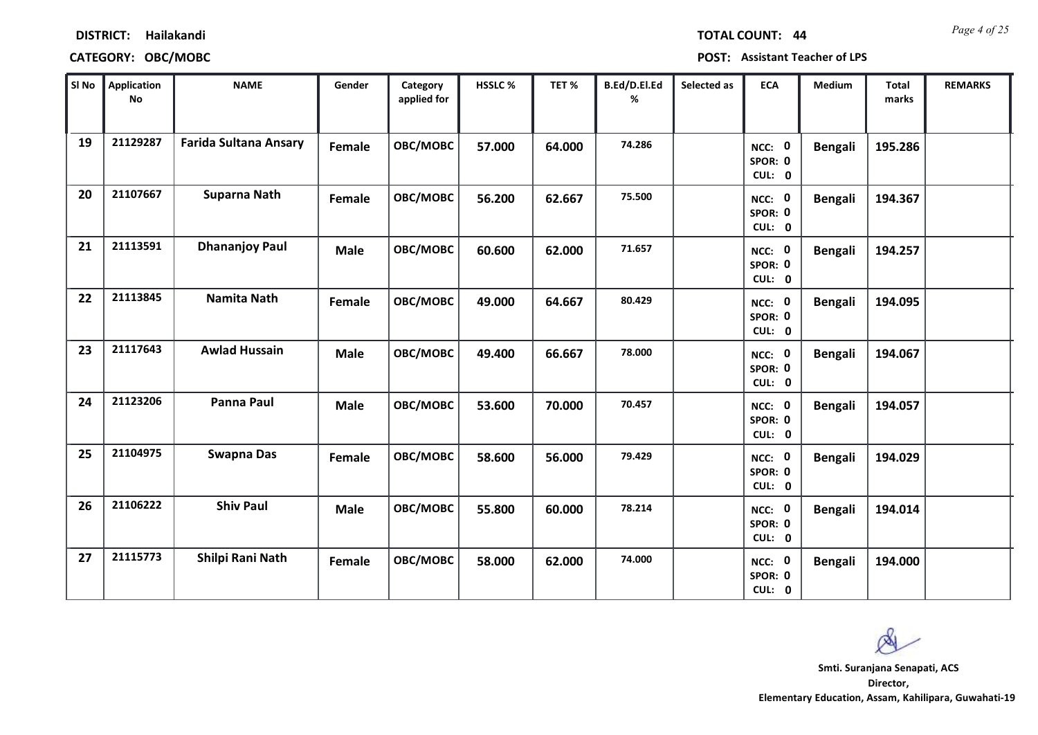**DISTRICT: Hailakandi** **TOTAL COUNT: 44**

**CATEGORY: OBC/MOBC** **POST: Assistant Teacher of LPS**

| Sl No | Application No | NAME | Gender | Category applied for | HSSLC % | TET % | B.Ed/D.El.Ed % | Selected as | ECA | Medium | Total marks | REMARKS |
|---|---|---|---|---|---|---|---|---|---|---|---|---|
| 19 | 21129287 | Farida Sultana Ansary | Female | OBC/MOBC | 57.000 | 64.000 | 74.286 | | NCC: 0 SPOR: 0 CUL: 0 | Bengali | 195.286 | |
| 20 | 21107667 | Suparna Nath | Female | OBC/MOBC | 56.200 | 62.667 | 75.500 | | NCC: 0 SPOR: 0 CUL: 0 | Bengali | 194.367 | |
| 21 | 21113591 | Dhananjoy Paul | Male | OBC/MOBC | 60.600 | 62.000 | 71.657 | | NCC: 0 SPOR: 0 CUL: 0 | Bengali | 194.257 | |
| 22 | 21113845 | Namita Nath | Female | OBC/MOBC | 49.000 | 64.667 | 80.429 | | NCC: 0 SPOR: 0 CUL: 0 | Bengali | 194.095 | |
| 23 | 21117643 | Awlad Hussain | Male | OBC/MOBC | 49.400 | 66.667 | 78.000 | | NCC: 0 SPOR: 0 CUL: 0 | Bengali | 194.067 | |
| 24 | 21123206 | Panna Paul | Male | OBC/MOBC | 53.600 | 70.000 | 70.457 | | NCC: 0 SPOR: 0 CUL: 0 | Bengali | 194.057 | |
| 25 | 21104975 | Swapna Das | Female | OBC/MOBC | 58.600 | 56.000 | 79.429 | | NCC: 0 SPOR: 0 CUL: 0 | Bengali | 194.029 | |
| 26 | 21106222 | Shiv Paul | Male | OBC/MOBC | 55.800 | 60.000 | 78.214 | | NCC: 0 SPOR: 0 CUL: 0 | Bengali | 194.014 | |
| 27 | 21115773 | Shilpi Rani Nath | Female | OBC/MOBC | 58.000 | 62.000 | 74.000 | | NCC: 0 SPOR: 0 CUL: 0 | Bengali | 194.000 | |

**Smti. Suranjana Senapati, ACS**
**Director,**
**Elementary Education, Assam, Kahilipara, Guwahati-19**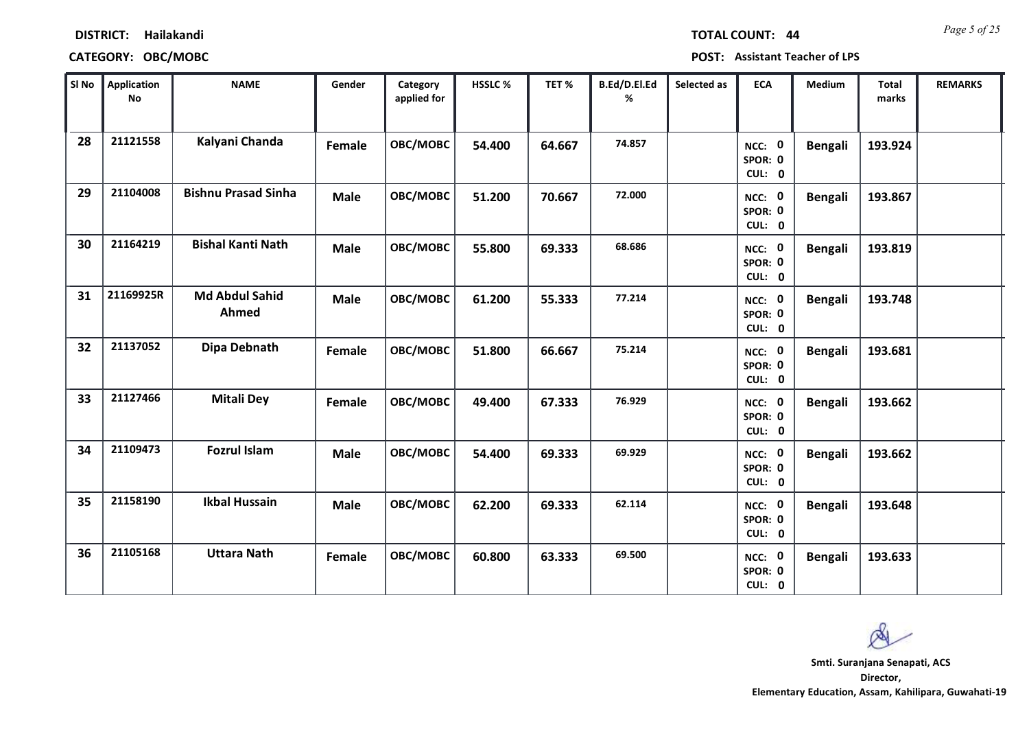**DISTRICT:** Hailakandi

**CATEGORY:** OBC/MOBC

**TOTAL COUNT:** 44

**POST:** Assistant Teacher of LPS

| Sl No | Application No | NAME | Gender | Category applied for | HSSLC % | TET % | B.Ed/D.El.Ed % | Selected as | ECA | Medium | Total marks | REMARKS |
|---|---|---|---|---|---|---|---|---|---|---|---|---|
| 28 | 21121558 | Kalyani Chanda | Female | OBC/MOBC | 54.400 | 64.667 | 74.857 | | NCC: 0 SPOR: 0 CUL: 0 | Bengali | 193.924 | |
| 29 | 21104008 | Bishnu Prasad Sinha | Male | OBC/MOBC | 51.200 | 70.667 | 72.000 | | NCC: 0 SPOR: 0 CUL: 0 | Bengali | 193.867 | |
| 30 | 21164219 | Bishal Kanti Nath | Male | OBC/MOBC | 55.800 | 69.333 | 68.686 | | NCC: 0 SPOR: 0 CUL: 0 | Bengali | 193.819 | |
| 31 | 21169925R | Md Abdul Sahid Ahmed | Male | OBC/MOBC | 61.200 | 55.333 | 77.214 | | NCC: 0 SPOR: 0 CUL: 0 | Bengali | 193.748 | |
| 32 | 21137052 | Dipa Debnath | Female | OBC/MOBC | 51.800 | 66.667 | 75.214 | | NCC: 0 SPOR: 0 CUL: 0 | Bengali | 193.681 | |
| 33 | 21127466 | Mitali Dey | Female | OBC/MOBC | 49.400 | 67.333 | 76.929 | | NCC: 0 SPOR: 0 CUL: 0 | Bengali | 193.662 | |
| 34 | 21109473 | Fozrul Islam | Male | OBC/MOBC | 54.400 | 69.333 | 69.929 | | NCC: 0 SPOR: 0 CUL: 0 | Bengali | 193.662 | |
| 35 | 21158190 | Ikbal Hussain | Male | OBC/MOBC | 62.200 | 69.333 | 62.114 | | NCC: 0 SPOR: 0 CUL: 0 | Bengali | 193.648 | |
| 36 | 21105168 | Uttara Nath | Female | OBC/MOBC | 60.800 | 63.333 | 69.500 | | NCC: 0 SPOR: 0 CUL: 0 | Bengali | 193.633 | |

**Smti. Suranjana Senapati, ACS**
**Director,**
**Elementary Education, Assam, Kahilipara, Guwahati-19**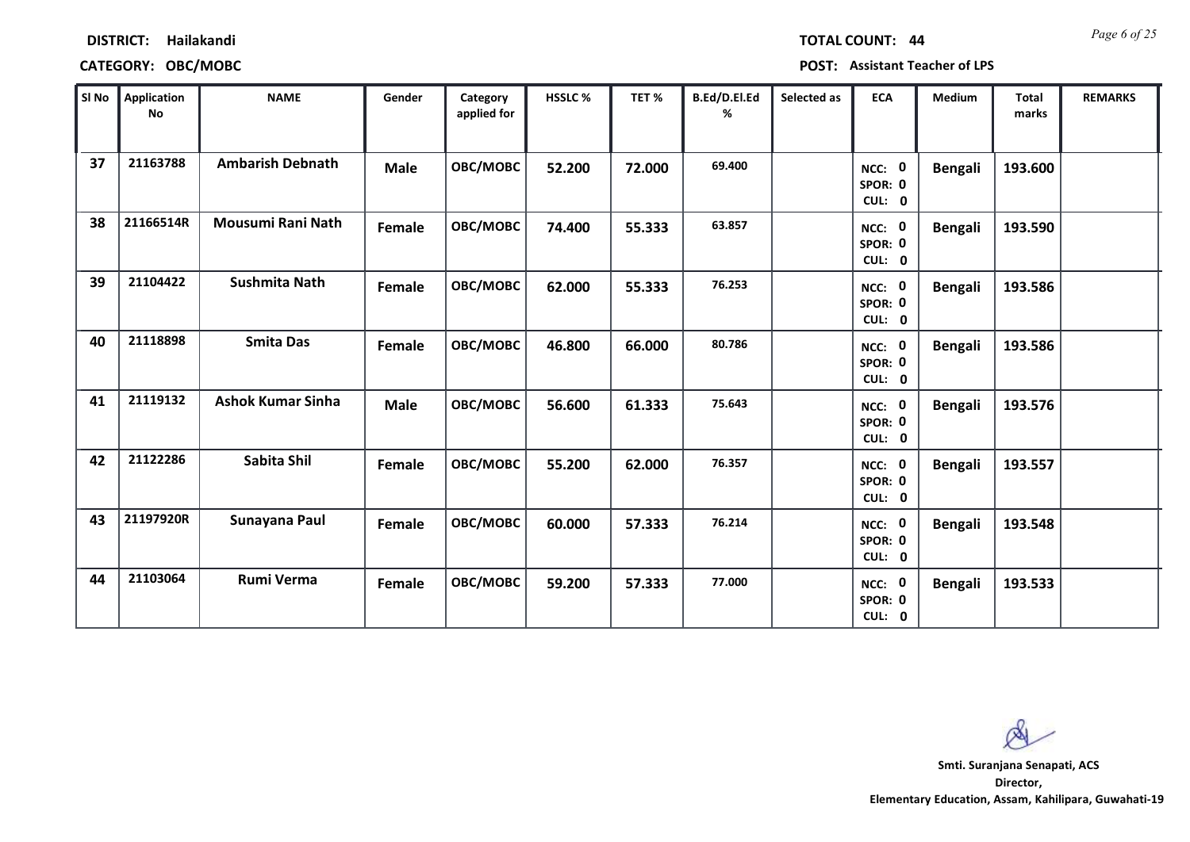**DISTRICT:** Hailakandi

**TOTAL COUNT:** 44

**CATEGORY:** OBC/MOBC

**POST:** Assistant Teacher of LPS

| Sl No | Application No | NAME | Gender | Category applied for | HSSLC % | TET % | B.Ed/D.El.Ed % | Selected as | ECA | Medium | Total marks | REMARKS |
|---|---|---|---|---|---|---|---|---|---|---|---|---|
| 37 | 21163788 | Ambarish Debnath | Male | OBC/MOBC | 52.200 | 72.000 | 69.400 | | NCC: 0 SPOR: 0 CUL: 0 | Bengali | 193.600 | |
| 38 | 21166514R | Mousumi Rani Nath | Female | OBC/MOBC | 74.400 | 55.333 | 63.857 | | NCC: 0 SPOR: 0 CUL: 0 | Bengali | 193.590 | |
| 39 | 21104422 | Sushmita Nath | Female | OBC/MOBC | 62.000 | 55.333 | 76.253 | | NCC: 0 SPOR: 0 CUL: 0 | Bengali | 193.586 | |
| 40 | 21118898 | Smita Das | Female | OBC/MOBC | 46.800 | 66.000 | 80.786 | | NCC: 0 SPOR: 0 CUL: 0 | Bengali | 193.586 | |
| 41 | 21119132 | Ashok Kumar Sinha | Male | OBC/MOBC | 56.600 | 61.333 | 75.643 | | NCC: 0 SPOR: 0 CUL: 0 | Bengali | 193.576 | |
| 42 | 21122286 | Sabita Shil | Female | OBC/MOBC | 55.200 | 62.000 | 76.357 | | NCC: 0 SPOR: 0 CUL: 0 | Bengali | 193.557 | |
| 43 | 21197920R | Sunayana Paul | Female | OBC/MOBC | 60.000 | 57.333 | 76.214 | | NCC: 0 SPOR: 0 CUL: 0 | Bengali | 193.548 | |
| 44 | 21103064 | Rumi Verma | Female | OBC/MOBC | 59.200 | 57.333 | 77.000 | | NCC: 0 SPOR: 0 CUL: 0 | Bengali | 193.533 | |

**Smti. Suranjana Senapati, ACS**
**Director,**
**Elementary Education, Assam, Kahilipara, Guwahati-19**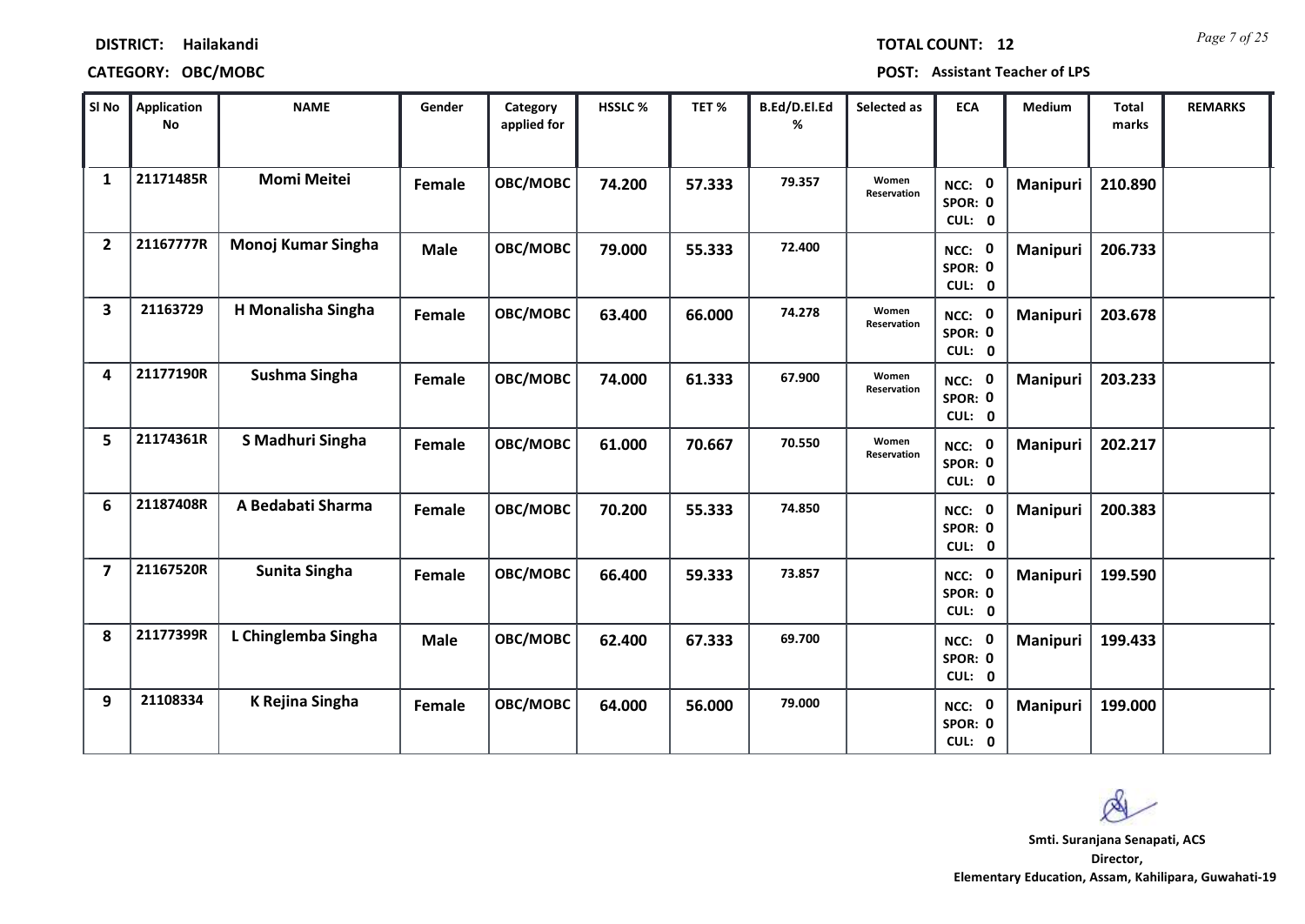**DISTRICT:** Hailakandi

**TOTAL COUNT:** 12

**CATEGORY:** OBC/MOBC

**POST:** Assistant Teacher of LPS

| Sl No | Application No | NAME | Gender | Category applied for | HSSLC % | TET % | B.Ed/D.El.Ed % | Selected as | ECA | Medium | Total marks | REMARKS |
|---|---|---|---|---|---|---|---|---|---|---|---|---|
| 1 | 21171485R | Momi Meitei | Female | OBC/MOBC | 74.200 | 57.333 | 79.357 | Women Reservation | NCC: 0 SPOR: 0 CUL: 0 | Manipuri | 210.890 | |
| 2 | 21167777R | Monoj Kumar Singha | Male | OBC/MOBC | 79.000 | 55.333 | 72.400 | | NCC: 0 SPOR: 0 CUL: 0 | Manipuri | 206.733 | |
| 3 | 21163729 | H Monalisha Singha | Female | OBC/MOBC | 63.400 | 66.000 | 74.278 | Women Reservation | NCC: 0 SPOR: 0 CUL: 0 | Manipuri | 203.678 | |
| 4 | 21177190R | Sushma Singha | Female | OBC/MOBC | 74.000 | 61.333 | 67.900 | Women Reservation | NCC: 0 SPOR: 0 CUL: 0 | Manipuri | 203.233 | |
| 5 | 21174361R | S Madhuri Singha | Female | OBC/MOBC | 61.000 | 70.667 | 70.550 | Women Reservation | NCC: 0 SPOR: 0 CUL: 0 | Manipuri | 202.217 | |
| 6 | 21187408R | A Bedabati Sharma | Female | OBC/MOBC | 70.200 | 55.333 | 74.850 | | NCC: 0 SPOR: 0 CUL: 0 | Manipuri | 200.383 | |
| 7 | 21167520R | Sunita Singha | Female | OBC/MOBC | 66.400 | 59.333 | 73.857 | | NCC: 0 SPOR: 0 CUL: 0 | Manipuri | 199.590 | |
| 8 | 21177399R | L Chinglemba Singha | Male | OBC/MOBC | 62.400 | 67.333 | 69.700 | | NCC: 0 SPOR: 0 CUL: 0 | Manipuri | 199.433 | |
| 9 | 21108334 | K Rejina Singha | Female | OBC/MOBC | 64.000 | 56.000 | 79.000 | | NCC: 0 SPOR: 0 CUL: 0 | Manipuri | 199.000 | |

**Smti. Suranjana Senapati, ACS**
**Director,**
**Elementary Education, Assam, Kahilipara, Guwahati-19**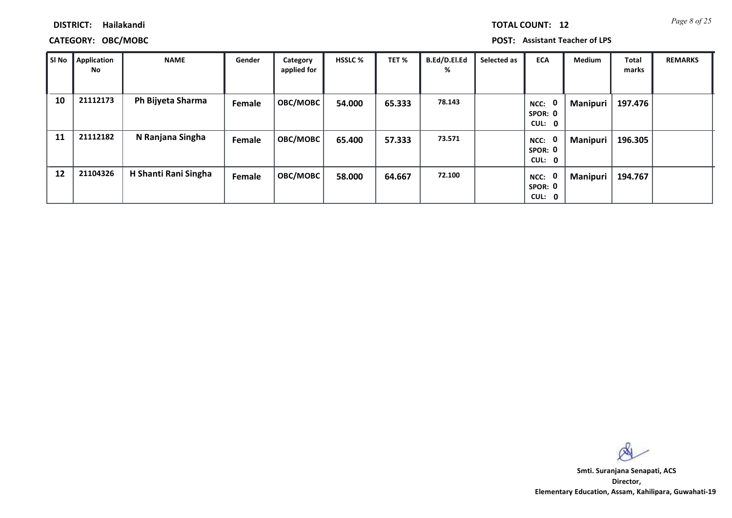**DISTRICT:** Hailakandi

**TOTAL COUNT:** 12

**CATEGORY:** OBC/MOBC

**POST:** Assistant Teacher of LPS

| Sl No | Application No | NAME | Gender | Category applied for | HSSLC % | TET % | B.Ed/D.El.Ed % | Selected as | ECA | Medium | Total marks | REMARKS |
|---|---|---|---|---|---|---|---|---|---|---|---|---|
| 10 | 21112173 | Ph Bijyeta Sharma | Female | OBC/MOBC | 54.000 | 65.333 | 78.143 | | NCC: 0 SPOR: 0 CUL: 0 | Manipuri | 197.476 | |
| 11 | 21112182 | N Ranjana Singha | Female | OBC/MOBC | 65.400 | 57.333 | 73.571 | | NCC: 0 SPOR: 0 CUL: 0 | Manipuri | 196.305 | |
| 12 | 21104326 | H Shanti Rani Singha | Female | OBC/MOBC | 58.000 | 64.667 | 72.100 | | NCC: 0 SPOR: 0 CUL: 0 | Manipuri | 194.767 | |

**Smti. Suranjana Senapati, ACS**
**Director,**
**Elementary Education, Assam, Kahilipara, Guwahati-19**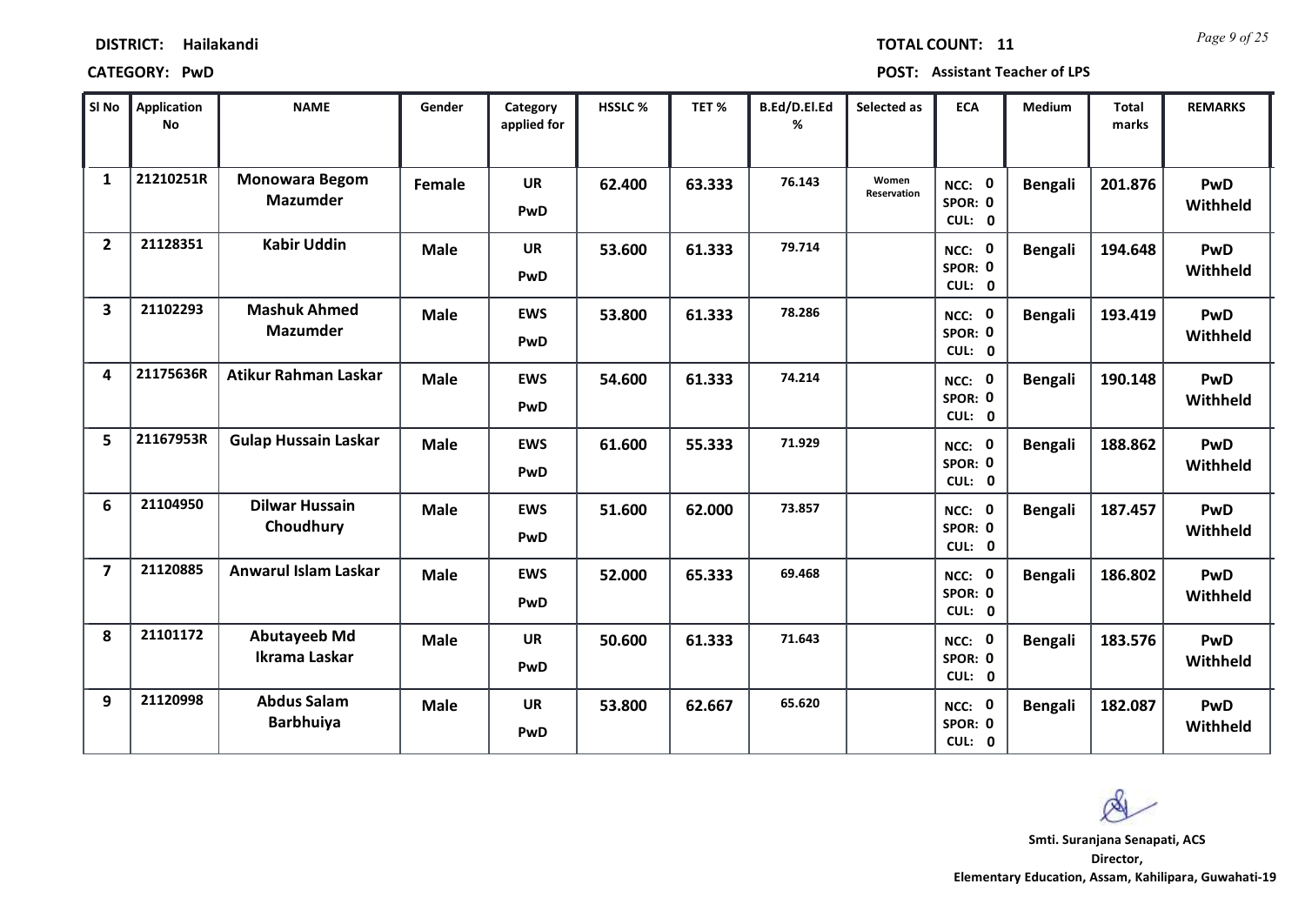**DISTRICT:** Hailakandi

**TOTAL COUNT:** 11

**CATEGORY:** PwD

**POST:** Assistant Teacher of LPS

| Sl No | Application No | NAME | Gender | Category applied for | HSSLC % | TET % | B.Ed/D.El.Ed % | Selected as | ECA | Medium | Total marks | REMARKS |
|---|---|---|---|---|---|---|---|---|---|---|---|---|
| 1 | 21210251R | Monowara Begom Mazumder | Female | UR PwD | 62.400 | 63.333 | 76.143 | Women Reservation | NCC: 0 SPOR: 0 CUL: 0 | Bengali | 201.876 | PwD Withheld |
| 2 | 21128351 | Kabir Uddin | Male | UR PwD | 53.600 | 61.333 | 79.714 | | NCC: 0 SPOR: 0 CUL: 0 | Bengali | 194.648 | PwD Withheld |
| 3 | 21102293 | Mashuk Ahmed Mazumder | Male | EWS PwD | 53.800 | 61.333 | 78.286 | | NCC: 0 SPOR: 0 CUL: 0 | Bengali | 193.419 | PwD Withheld |
| 4 | 21175636R | Atikur Rahman Laskar | Male | EWS PwD | 54.600 | 61.333 | 74.214 | | NCC: 0 SPOR: 0 CUL: 0 | Bengali | 190.148 | PwD Withheld |
| 5 | 21167953R | Gulap Hussain Laskar | Male | EWS PwD | 61.600 | 55.333 | 71.929 | | NCC: 0 SPOR: 0 CUL: 0 | Bengali | 188.862 | PwD Withheld |
| 6 | 21104950 | Dilwar Hussain Choudhury | Male | EWS PwD | 51.600 | 62.000 | 73.857 | | NCC: 0 SPOR: 0 CUL: 0 | Bengali | 187.457 | PwD Withheld |
| 7 | 21120885 | Anwarul Islam Laskar | Male | EWS PwD | 52.000 | 65.333 | 69.468 | | NCC: 0 SPOR: 0 CUL: 0 | Bengali | 186.802 | PwD Withheld |
| 8 | 21101172 | Abutayeeb Md Ikrama Laskar | Male | UR PwD | 50.600 | 61.333 | 71.643 | | NCC: 0 SPOR: 0 CUL: 0 | Bengali | 183.576 | PwD Withheld |
| 9 | 21120998 | Abdus Salam Barbhuiya | Male | UR PwD | 53.800 | 62.667 | 65.620 | | NCC: 0 SPOR: 0 CUL: 0 | Bengali | 182.087 | PwD Withheld |

**Smti. Suranjana Senapati, ACS**
**Director,**
**Elementary Education, Assam, Kahilipara, Guwahati-19**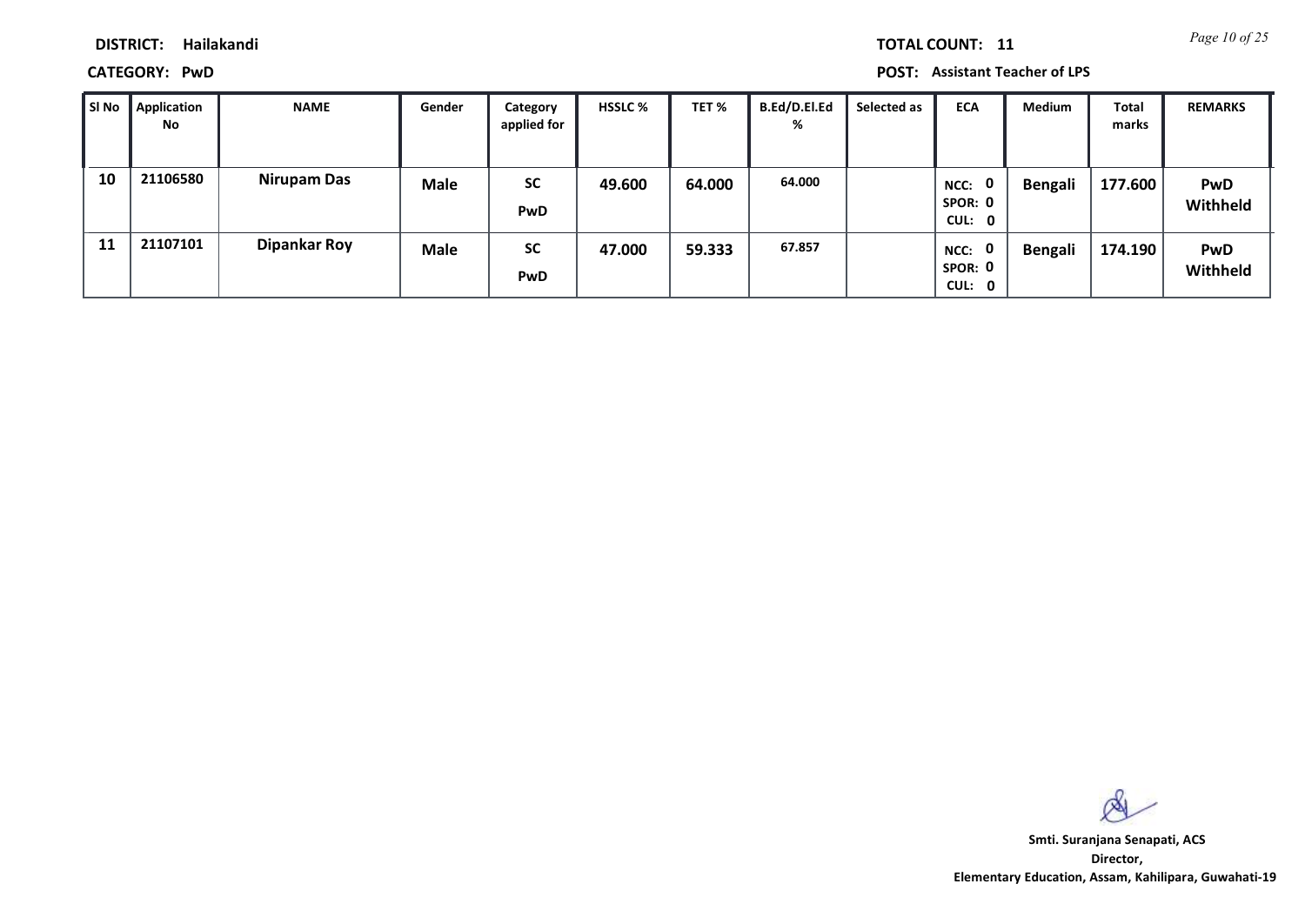**DISTRICT:** Hailakandi

**CATEGORY:** PwD

**TOTAL COUNT:** 11

**POST:** Assistant Teacher of LPS

| Sl No | Application No | NAME | Gender | Category applied for | HSSLC % | TET % | B.Ed/D.El.Ed % | Selected as | ECA | Medium | Total marks | REMARKS |
|---|---|---|---|---|---|---|---|---|---|---|---|---|
| 10 | 21106580 | Nirupam Das | Male | SC PwD | 49.600 | 64.000 | 64.000 | | NCC: 0 SPOR: 0 CUL: 0 | Bengali | 177.600 | PwD Withheld |
| 11 | 21107101 | Dipankar Roy | Male | SC PwD | 47.000 | 59.333 | 67.857 | | NCC: 0 SPOR: 0 CUL: 0 | Bengali | 174.190 | PwD Withheld |

**Smti. Suranjana Senapati, ACS**
**Director,**
**Elementary Education, Assam, Kahilipara, Guwahati-19**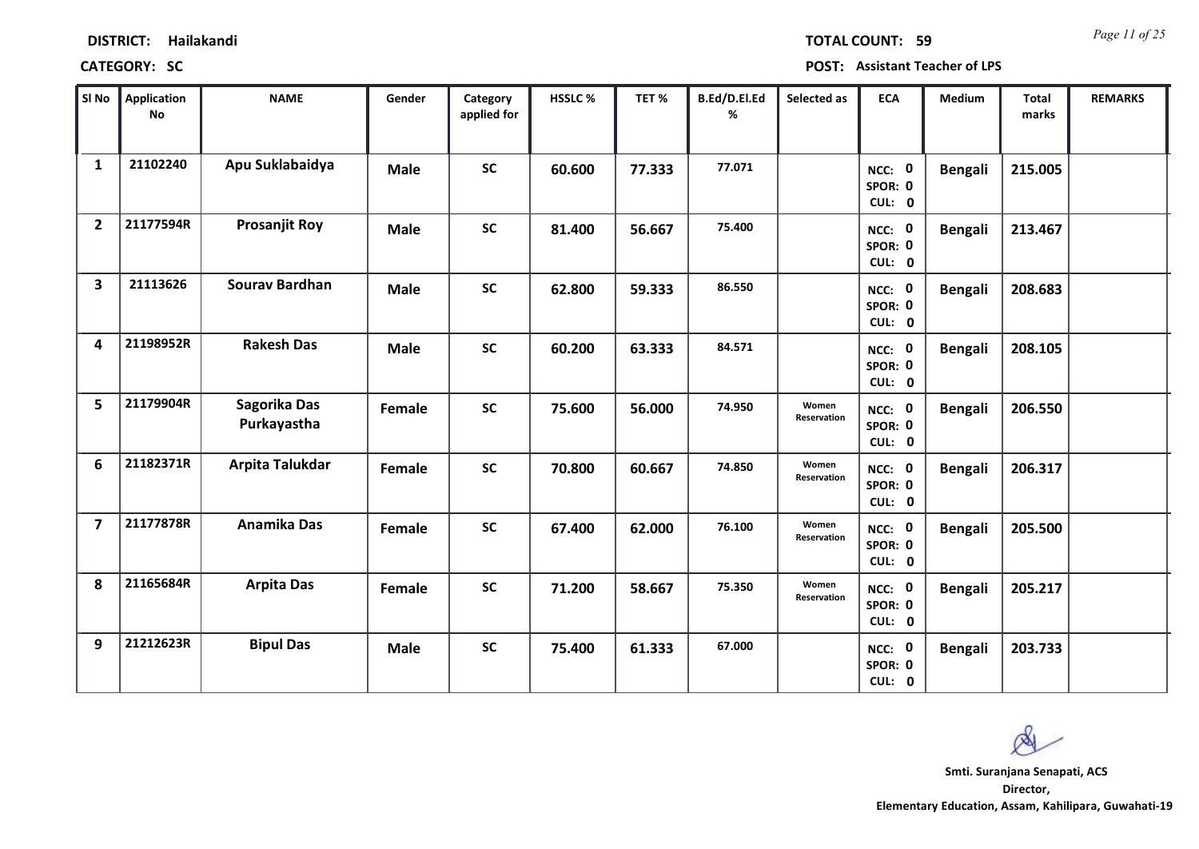**DISTRICT:** Hailakandi

**TOTAL COUNT:** 59

**CATEGORY:** SC

**POST:** Assistant Teacher of LPS

| Sl No | Application No | NAME | Gender | Category applied for | HSSLC % | TET % | B.Ed/D.El.Ed % | Selected as | ECA | Medium | Total marks | REMARKS |
|---|---|---|---|---|---|---|---|---|---|---|---|---|
| 1 | 21102240 | Apu Suklabaidya | Male | SC | 60.600 | 77.333 | 77.071 | | NCC: 0 SPOR: 0 CUL: 0 | Bengali | 215.005 | |
| 2 | 21177594R | Prosanjit Roy | Male | SC | 81.400 | 56.667 | 75.400 | | NCC: 0 SPOR: 0 CUL: 0 | Bengali | 213.467 | |
| 3 | 21113626 | Sourav Bardhan | Male | SC | 62.800 | 59.333 | 86.550 | | NCC: 0 SPOR: 0 CUL: 0 | Bengali | 208.683 | |
| 4 | 21198952R | Rakesh Das | Male | SC | 60.200 | 63.333 | 84.571 | | NCC: 0 SPOR: 0 CUL: 0 | Bengali | 208.105 | |
| 5 | 21179904R | Sagorika Das Purkayastha | Female | SC | 75.600 | 56.000 | 74.950 | Women Reservation | NCC: 0 SPOR: 0 CUL: 0 | Bengali | 206.550 | |
| 6 | 21182371R | Arpita Talukdar | Female | SC | 70.800 | 60.667 | 74.850 | Women Reservation | NCC: 0 SPOR: 0 CUL: 0 | Bengali | 206.317 | |
| 7 | 21177878R | Anamika Das | Female | SC | 67.400 | 62.000 | 76.100 | Women Reservation | NCC: 0 SPOR: 0 CUL: 0 | Bengali | 205.500 | |
| 8 | 21165684R | Arpita Das | Female | SC | 71.200 | 58.667 | 75.350 | Women Reservation | NCC: 0 SPOR: 0 CUL: 0 | Bengali | 205.217 | |
| 9 | 21212623R | Bipul Das | Male | SC | 75.400 | 61.333 | 67.000 | | NCC: 0 SPOR: 0 CUL: 0 | Bengali | 203.733 | |

**Smti. Suranjana Senapati, ACS**
**Director,**
**Elementary Education, Assam, Kahilipara, Guwahati-19**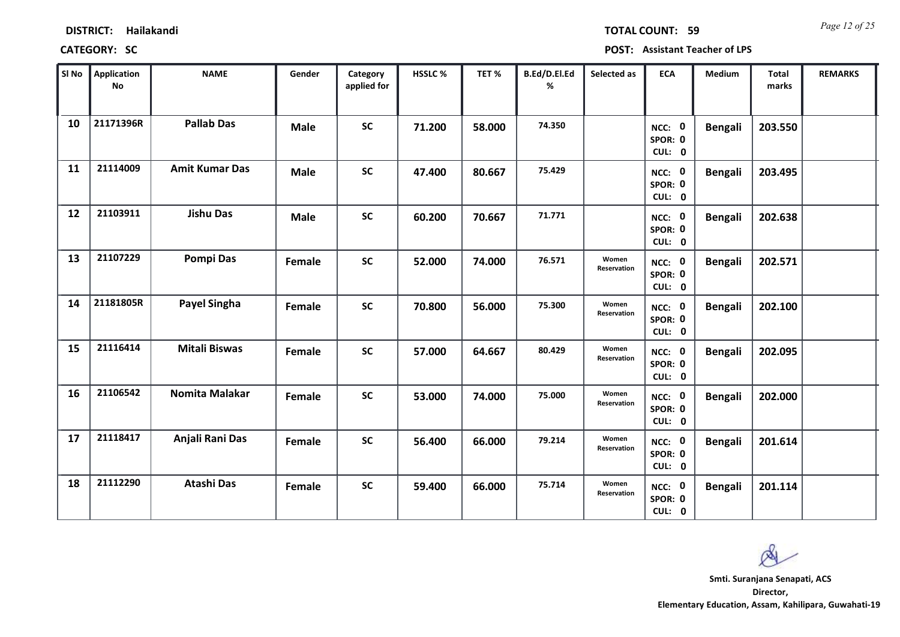**DISTRICT:** Hailakandi　　　　**TOTAL COUNT:** 59

**CATEGORY:** SC　　　　**POST:** Assistant Teacher of LPS

| Sl No | Application No | NAME | Gender | Category applied for | HSSLC % | TET % | B.Ed/D.El.Ed % | Selected as | ECA | Medium | Total marks | REMARKS |
|---|---|---|---|---|---|---|---|---|---|---|---|---|
| 10 | 21171396R | Pallab Das | Male | SC | 71.200 | 58.000 | 74.350 | | NCC: 0 SPOR: 0 CUL: 0 | Bengali | 203.550 | |
| 11 | 21114009 | Amit Kumar Das | Male | SC | 47.400 | 80.667 | 75.429 | | NCC: 0 SPOR: 0 CUL: 0 | Bengali | 203.495 | |
| 12 | 21103911 | Jishu Das | Male | SC | 60.200 | 70.667 | 71.771 | | NCC: 0 SPOR: 0 CUL: 0 | Bengali | 202.638 | |
| 13 | 21107229 | Pompi Das | Female | SC | 52.000 | 74.000 | 76.571 | Women Reservation | NCC: 0 SPOR: 0 CUL: 0 | Bengali | 202.571 | |
| 14 | 21181805R | Payel Singha | Female | SC | 70.800 | 56.000 | 75.300 | Women Reservation | NCC: 0 SPOR: 0 CUL: 0 | Bengali | 202.100 | |
| 15 | 21116414 | Mitali Biswas | Female | SC | 57.000 | 64.667 | 80.429 | Women Reservation | NCC: 0 SPOR: 0 CUL: 0 | Bengali | 202.095 | |
| 16 | 21106542 | Nomita Malakar | Female | SC | 53.000 | 74.000 | 75.000 | Women Reservation | NCC: 0 SPOR: 0 CUL: 0 | Bengali | 202.000 | |
| 17 | 21118417 | Anjali Rani Das | Female | SC | 56.400 | 66.000 | 79.214 | Women Reservation | NCC: 0 SPOR: 0 CUL: 0 | Bengali | 201.614 | |
| 18 | 21112290 | Atashi Das | Female | SC | 59.400 | 66.000 | 75.714 | Women Reservation | NCC: 0 SPOR: 0 CUL: 0 | Bengali | 201.114 | |

**Smti. Suranjana Senapati, ACS**
**Director,**
**Elementary Education, Assam, Kahilipara, Guwahati-19**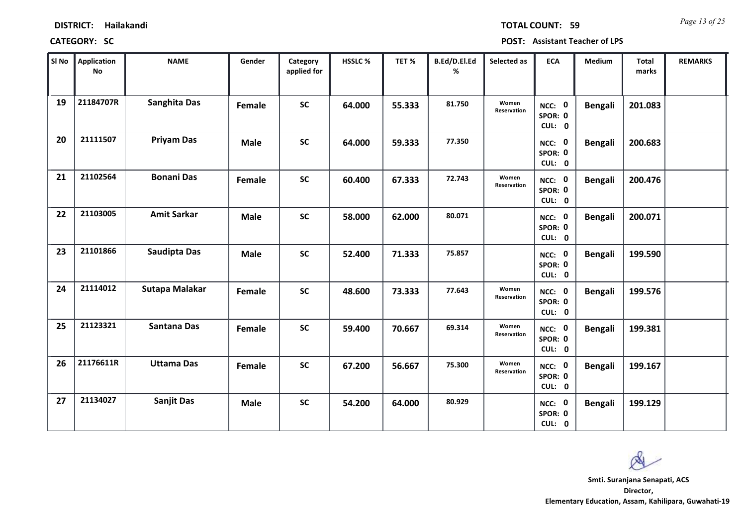**DISTRICT:** Hailakandi

**TOTAL COUNT:** 59

**CATEGORY:** SC

**POST:** Assistant Teacher of LPS

| Sl No | Application No | NAME | Gender | Category applied for | HSSLC % | TET % | B.Ed/D.El.Ed % | Selected as | ECA | Medium | Total marks | REMARKS |
|---|---|---|---|---|---|---|---|---|---|---|---|---|
| 19 | 21184707R | Sanghita Das | Female | SC | 64.000 | 55.333 | 81.750 | Women Reservation | NCC: 0 SPOR: 0 CUL: 0 | Bengali | 201.083 | |
| 20 | 21111507 | Priyam Das | Male | SC | 64.000 | 59.333 | 77.350 | | NCC: 0 SPOR: 0 CUL: 0 | Bengali | 200.683 | |
| 21 | 21102564 | Bonani Das | Female | SC | 60.400 | 67.333 | 72.743 | Women Reservation | NCC: 0 SPOR: 0 CUL: 0 | Bengali | 200.476 | |
| 22 | 21103005 | Amit Sarkar | Male | SC | 58.000 | 62.000 | 80.071 | | NCC: 0 SPOR: 0 CUL: 0 | Bengali | 200.071 | |
| 23 | 21101866 | Saudipta Das | Male | SC | 52.400 | 71.333 | 75.857 | | NCC: 0 SPOR: 0 CUL: 0 | Bengali | 199.590 | |
| 24 | 21114012 | Sutapa Malakar | Female | SC | 48.600 | 73.333 | 77.643 | Women Reservation | NCC: 0 SPOR: 0 CUL: 0 | Bengali | 199.576 | |
| 25 | 21123321 | Santana Das | Female | SC | 59.400 | 70.667 | 69.314 | Women Reservation | NCC: 0 SPOR: 0 CUL: 0 | Bengali | 199.381 | |
| 26 | 21176611R | Uttama Das | Female | SC | 67.200 | 56.667 | 75.300 | Women Reservation | NCC: 0 SPOR: 0 CUL: 0 | Bengali | 199.167 | |
| 27 | 21134027 | Sanjit Das | Male | SC | 54.200 | 64.000 | 80.929 | | NCC: 0 SPOR: 0 CUL: 0 | Bengali | 199.129 | |

**Smti. Suranjana Senapati, ACS**
**Director,**
**Elementary Education, Assam, Kahilipara, Guwahati-19**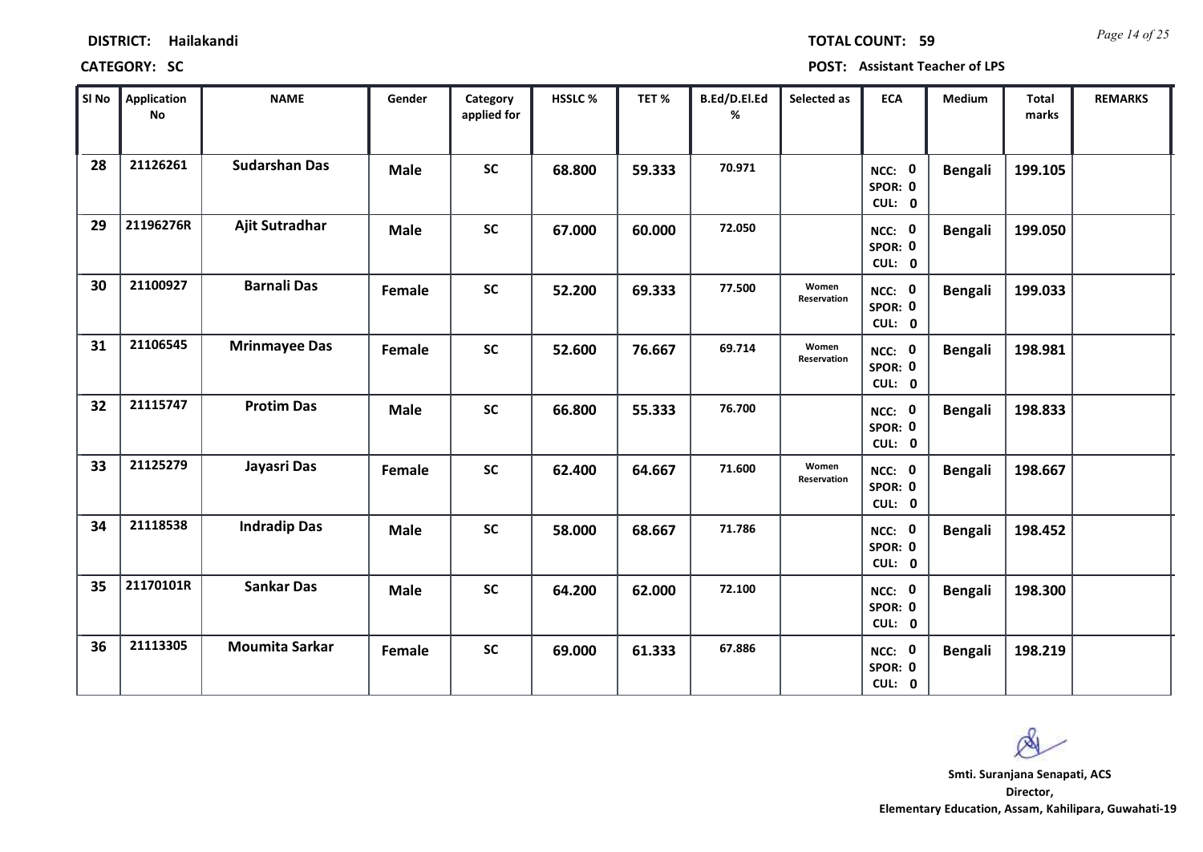**DISTRICT:** Hailakandi **TOTAL COUNT:** 59

**CATEGORY:** SC **POST:** Assistant Teacher of LPS

| Sl No | Application No | NAME | Gender | Category applied for | HSSLC % | TET % | B.Ed/D.El.Ed % | Selected as | ECA | Medium | Total marks | REMARKS |
|---|---|---|---|---|---|---|---|---|---|---|---|---|
| 28 | 21126261 | Sudarshan Das | Male | SC | 68.800 | 59.333 | 70.971 | | NCC: 0 SPOR: 0 CUL: 0 | Bengali | 199.105 | |
| 29 | 21196276R | Ajit Sutradhar | Male | SC | 67.000 | 60.000 | 72.050 | | NCC: 0 SPOR: 0 CUL: 0 | Bengali | 199.050 | |
| 30 | 21100927 | Barnali Das | Female | SC | 52.200 | 69.333 | 77.500 | Women Reservation | NCC: 0 SPOR: 0 CUL: 0 | Bengali | 199.033 | |
| 31 | 21106545 | Mrinmayee Das | Female | SC | 52.600 | 76.667 | 69.714 | Women Reservation | NCC: 0 SPOR: 0 CUL: 0 | Bengali | 198.981 | |
| 32 | 21115747 | Protim Das | Male | SC | 66.800 | 55.333 | 76.700 | | NCC: 0 SPOR: 0 CUL: 0 | Bengali | 198.833 | |
| 33 | 21125279 | Jayasri Das | Female | SC | 62.400 | 64.667 | 71.600 | Women Reservation | NCC: 0 SPOR: 0 CUL: 0 | Bengali | 198.667 | |
| 34 | 21118538 | Indradip Das | Male | SC | 58.000 | 68.667 | 71.786 | | NCC: 0 SPOR: 0 CUL: 0 | Bengali | 198.452 | |
| 35 | 21170101R | Sankar Das | Male | SC | 64.200 | 62.000 | 72.100 | | NCC: 0 SPOR: 0 CUL: 0 | Bengali | 198.300 | |
| 36 | 21113305 | Moumita Sarkar | Female | SC | 69.000 | 61.333 | 67.886 | | NCC: 0 SPOR: 0 CUL: 0 | Bengali | 198.219 | |

**Smti. Suranjana Senapati, ACS**
**Director,**
**Elementary Education, Assam, Kahilipara, Guwahati-19**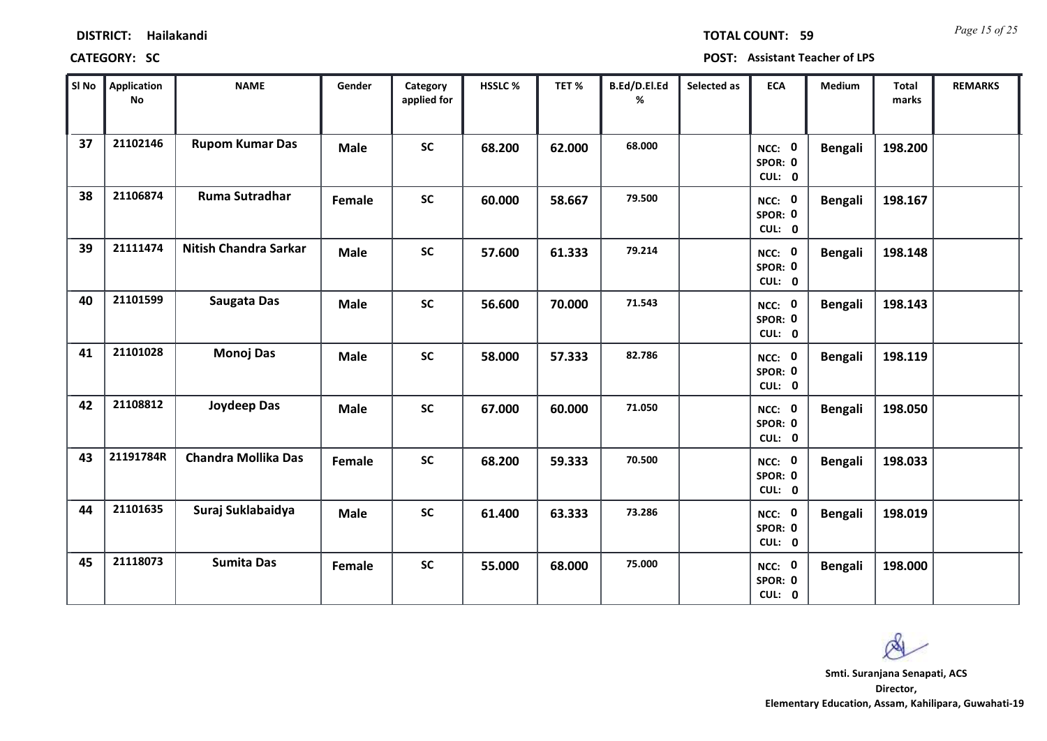**DISTRICT: Hailakandi**

**TOTAL COUNT: 59**

**CATEGORY: SC**

**POST: Assistant Teacher of LPS**

| Sl No | Application No | NAME | Gender | Category applied for | HSSLC % | TET % | B.Ed/D.El.Ed % | Selected as | ECA | Medium | Total marks | REMARKS |
|---|---|---|---|---|---|---|---|---|---|---|---|---|
| 37 | 21102146 | Rupom Kumar Das | Male | SC | 68.200 | 62.000 | 68.000 | | NCC: 0 SPOR: 0 CUL: 0 | Bengali | 198.200 | |
| 38 | 21106874 | Ruma Sutradhar | Female | SC | 60.000 | 58.667 | 79.500 | | NCC: 0 SPOR: 0 CUL: 0 | Bengali | 198.167 | |
| 39 | 21111474 | Nitish Chandra Sarkar | Male | SC | 57.600 | 61.333 | 79.214 | | NCC: 0 SPOR: 0 CUL: 0 | Bengali | 198.148 | |
| 40 | 21101599 | Saugata Das | Male | SC | 56.600 | 70.000 | 71.543 | | NCC: 0 SPOR: 0 CUL: 0 | Bengali | 198.143 | |
| 41 | 21101028 | Monoj Das | Male | SC | 58.000 | 57.333 | 82.786 | | NCC: 0 SPOR: 0 CUL: 0 | Bengali | 198.119 | |
| 42 | 21108812 | Joydeep Das | Male | SC | 67.000 | 60.000 | 71.050 | | NCC: 0 SPOR: 0 CUL: 0 | Bengali | 198.050 | |
| 43 | 21191784R | Chandra Mollika Das | Female | SC | 68.200 | 59.333 | 70.500 | | NCC: 0 SPOR: 0 CUL: 0 | Bengali | 198.033 | |
| 44 | 21101635 | Suraj Suklabaidya | Male | SC | 61.400 | 63.333 | 73.286 | | NCC: 0 SPOR: 0 CUL: 0 | Bengali | 198.019 | |
| 45 | 21118073 | Sumita Das | Female | SC | 55.000 | 68.000 | 75.000 | | NCC: 0 SPOR: 0 CUL: 0 | Bengali | 198.000 | |

**Smti. Suranjana Senapati, ACS**
**Director,**
**Elementary Education, Assam, Kahilipara, Guwahati-19**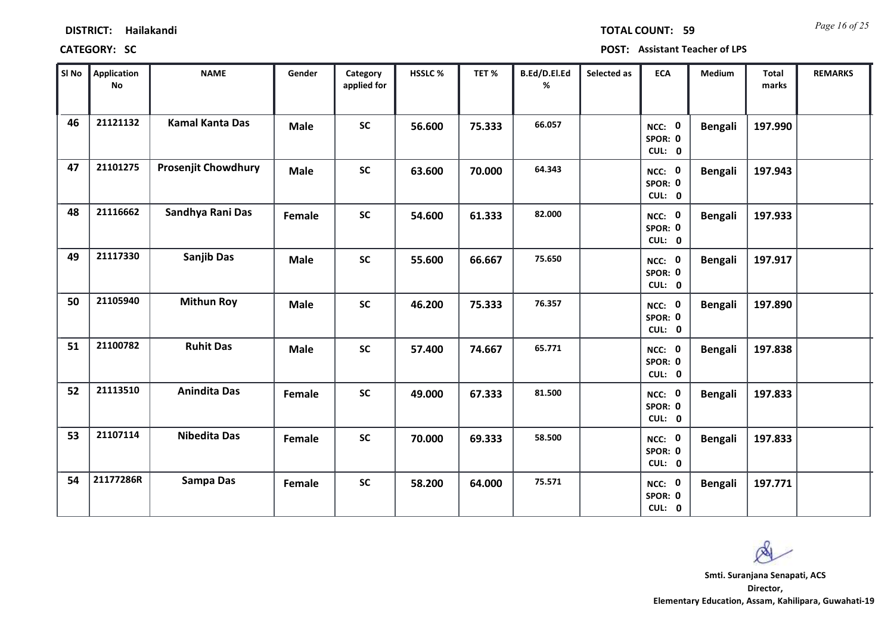**DISTRICT:** Hailakandi

**TOTAL COUNT:** 59

**CATEGORY:** SC

**POST:** Assistant Teacher of LPS

| Sl No | Application No | NAME | Gender | Category applied for | HSSLC % | TET % | B.Ed/D.El.Ed % | Selected as | ECA | Medium | Total marks | REMARKS |
|---|---|---|---|---|---|---|---|---|---|---|---|---|
| 46 | 21121132 | Kamal Kanta Das | Male | SC | 56.600 | 75.333 | 66.057 | | NCC: 0 SPOR: 0 CUL: 0 | Bengali | 197.990 | |
| 47 | 21101275 | Prosenjit Chowdhury | Male | SC | 63.600 | 70.000 | 64.343 | | NCC: 0 SPOR: 0 CUL: 0 | Bengali | 197.943 | |
| 48 | 21116662 | Sandhya Rani Das | Female | SC | 54.600 | 61.333 | 82.000 | | NCC: 0 SPOR: 0 CUL: 0 | Bengali | 197.933 | |
| 49 | 21117330 | Sanjib Das | Male | SC | 55.600 | 66.667 | 75.650 | | NCC: 0 SPOR: 0 CUL: 0 | Bengali | 197.917 | |
| 50 | 21105940 | Mithun Roy | Male | SC | 46.200 | 75.333 | 76.357 | | NCC: 0 SPOR: 0 CUL: 0 | Bengali | 197.890 | |
| 51 | 21100782 | Ruhit Das | Male | SC | 57.400 | 74.667 | 65.771 | | NCC: 0 SPOR: 0 CUL: 0 | Bengali | 197.838 | |
| 52 | 21113510 | Anindita Das | Female | SC | 49.000 | 67.333 | 81.500 | | NCC: 0 SPOR: 0 CUL: 0 | Bengali | 197.833 | |
| 53 | 21107114 | Nibedita Das | Female | SC | 70.000 | 69.333 | 58.500 | | NCC: 0 SPOR: 0 CUL: 0 | Bengali | 197.833 | |
| 54 | 21177286R | Sampa Das | Female | SC | 58.200 | 64.000 | 75.571 | | NCC: 0 SPOR: 0 CUL: 0 | Bengali | 197.771 | |

**Smti. Suranjana Senapati, ACS**
**Director,**
**Elementary Education, Assam, Kahilipara, Guwahati-19**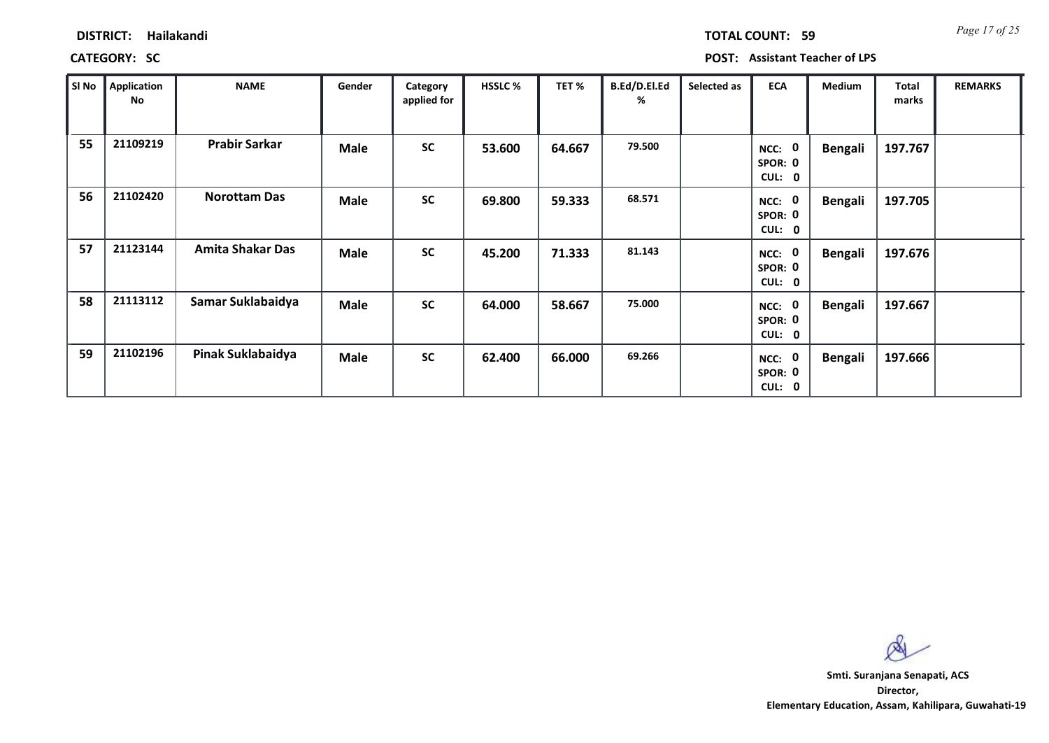**DISTRICT:** Hailakandi **TOTAL COUNT:** 59

**CATEGORY:** SC **POST:** Assistant Teacher of LPS

| Sl No | Application No | NAME | Gender | Category applied for | HSSLC % | TET % | B.Ed/D.El.Ed % | Selected as | ECA | Medium | Total marks | REMARKS |
|---|---|---|---|---|---|---|---|---|---|---|---|---|
| 55 | 21109219 | Prabir Sarkar | Male | SC | 53.600 | 64.667 | 79.500 | | NCC: 0 SPOR: 0 CUL: 0 | Bengali | 197.767 | |
| 56 | 21102420 | Norottam Das | Male | SC | 69.800 | 59.333 | 68.571 | | NCC: 0 SPOR: 0 CUL: 0 | Bengali | 197.705 | |
| 57 | 21123144 | Amita Shakar Das | Male | SC | 45.200 | 71.333 | 81.143 | | NCC: 0 SPOR: 0 CUL: 0 | Bengali | 197.676 | |
| 58 | 21113112 | Samar Suklabaidya | Male | SC | 64.000 | 58.667 | 75.000 | | NCC: 0 SPOR: 0 CUL: 0 | Bengali | 197.667 | |
| 59 | 21102196 | Pinak Suklabaidya | Male | SC | 62.400 | 66.000 | 69.266 | | NCC: 0 SPOR: 0 CUL: 0 | Bengali | 197.666 | |

**Smti. Suranjana Senapati, ACS**
**Director,**
**Elementary Education, Assam, Kahilipara, Guwahati-19**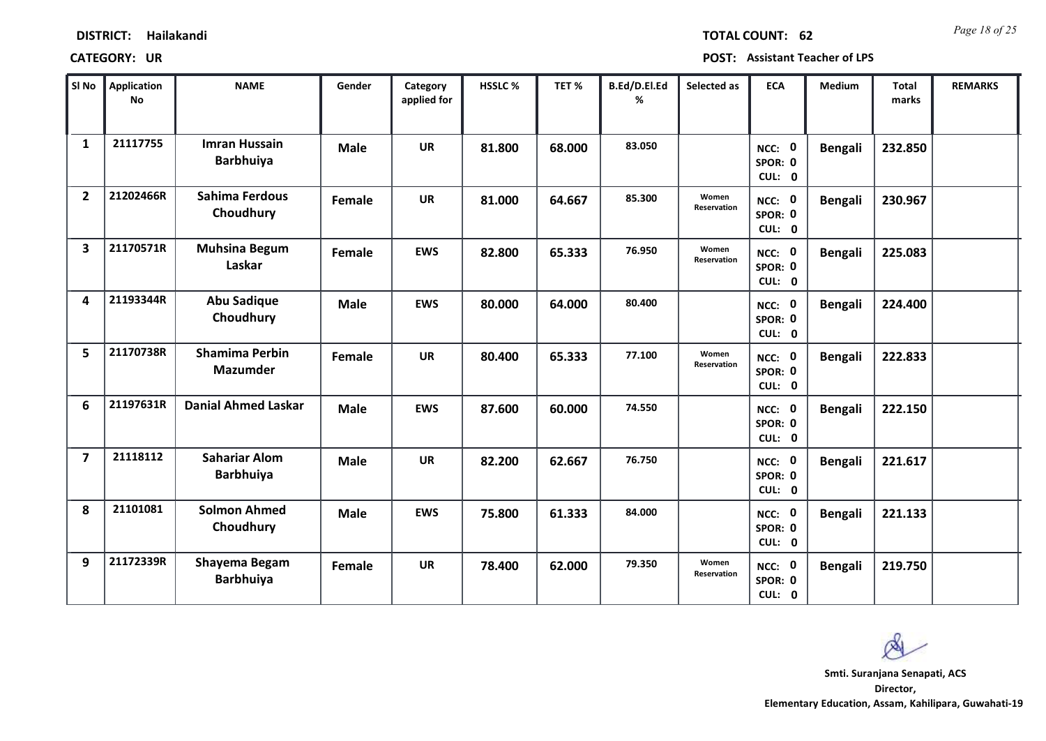**DISTRICT:** Hailakandi

**TOTAL COUNT:** 62

**CATEGORY:** UR

**POST:** Assistant Teacher of LPS

| Sl No | Application No | NAME | Gender | Category applied for | HSSLC % | TET % | B.Ed/D.El.Ed % | Selected as | ECA | Medium | Total marks | REMARKS |
|---|---|---|---|---|---|---|---|---|---|---|---|---|
| 1 | 21117755 | Imran Hussain Barbhuiya | Male | UR | 81.800 | 68.000 | 83.050 | | NCC: 0 SPOR: 0 CUL: 0 | Bengali | 232.850 | |
| 2 | 21202466R | Sahima Ferdous Choudhury | Female | UR | 81.000 | 64.667 | 85.300 | Women Reservation | NCC: 0 SPOR: 0 CUL: 0 | Bengali | 230.967 | |
| 3 | 21170571R | Muhsina Begum Laskar | Female | EWS | 82.800 | 65.333 | 76.950 | Women Reservation | NCC: 0 SPOR: 0 CUL: 0 | Bengali | 225.083 | |
| 4 | 21193344R | Abu Sadique Choudhury | Male | EWS | 80.000 | 64.000 | 80.400 | | NCC: 0 SPOR: 0 CUL: 0 | Bengali | 224.400 | |
| 5 | 21170738R | Shamima Perbin Mazumder | Female | UR | 80.400 | 65.333 | 77.100 | Women Reservation | NCC: 0 SPOR: 0 CUL: 0 | Bengali | 222.833 | |
| 6 | 21197631R | Danial Ahmed Laskar | Male | EWS | 87.600 | 60.000 | 74.550 | | NCC: 0 SPOR: 0 CUL: 0 | Bengali | 222.150 | |
| 7 | 21118112 | Sahariar Alom Barbhuiya | Male | UR | 82.200 | 62.667 | 76.750 | | NCC: 0 SPOR: 0 CUL: 0 | Bengali | 221.617 | |
| 8 | 21101081 | Solmon Ahmed Choudhury | Male | EWS | 75.800 | 61.333 | 84.000 | | NCC: 0 SPOR: 0 CUL: 0 | Bengali | 221.133 | |
| 9 | 21172339R | Shayema Begam Barbhuiya | Female | UR | 78.400 | 62.000 | 79.350 | Women Reservation | NCC: 0 SPOR: 0 CUL: 0 | Bengali | 219.750 | |

**Smti. Suranjana Senapati, ACS**
**Director,**
**Elementary Education, Assam, Kahilipara, Guwahati-19**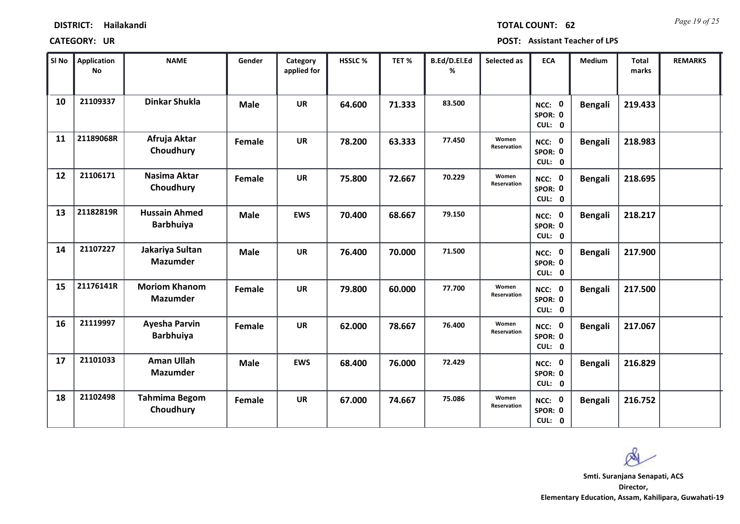**DISTRICT:** Hailakandi **TOTAL COUNT:** 62

**CATEGORY:** UR **POST:** Assistant Teacher of LPS

| Sl No | Application No | NAME | Gender | Category applied for | HSSLC % | TET % | B.Ed/D.El.Ed % | Selected as | ECA | Medium | Total marks | REMARKS |
|---|---|---|---|---|---|---|---|---|---|---|---|---|
| 10 | 21109337 | Dinkar Shukla | Male | UR | 64.600 | 71.333 | 83.500 | | NCC: 0 SPOR: 0 CUL: 0 | Bengali | 219.433 | |
| 11 | 21189068R | Afruja Aktar Choudhury | Female | UR | 78.200 | 63.333 | 77.450 | Women Reservation | NCC: 0 SPOR: 0 CUL: 0 | Bengali | 218.983 | |
| 12 | 21106171 | Nasima Aktar Choudhury | Female | UR | 75.800 | 72.667 | 70.229 | Women Reservation | NCC: 0 SPOR: 0 CUL: 0 | Bengali | 218.695 | |
| 13 | 21182819R | Hussain Ahmed Barbhuiya | Male | EWS | 70.400 | 68.667 | 79.150 | | NCC: 0 SPOR: 0 CUL: 0 | Bengali | 218.217 | |
| 14 | 21107227 | Jakariya Sultan Mazumder | Male | UR | 76.400 | 70.000 | 71.500 | | NCC: 0 SPOR: 0 CUL: 0 | Bengali | 217.900 | |
| 15 | 21176141R | Moriom Khanom Mazumder | Female | UR | 79.800 | 60.000 | 77.700 | Women Reservation | NCC: 0 SPOR: 0 CUL: 0 | Bengali | 217.500 | |
| 16 | 21119997 | Ayesha Parvin Barbhuiya | Female | UR | 62.000 | 78.667 | 76.400 | Women Reservation | NCC: 0 SPOR: 0 CUL: 0 | Bengali | 217.067 | |
| 17 | 21101033 | Aman Ullah Mazumder | Male | EWS | 68.400 | 76.000 | 72.429 | | NCC: 0 SPOR: 0 CUL: 0 | Bengali | 216.829 | |
| 18 | 21102498 | Tahmima Begom Choudhury | Female | UR | 67.000 | 74.667 | 75.086 | Women Reservation | NCC: 0 SPOR: 0 CUL: 0 | Bengali | 216.752 | |

**Smti. Suranjana Senapati, ACS**
**Director,**
**Elementary Education, Assam, Kahilipara, Guwahati-19**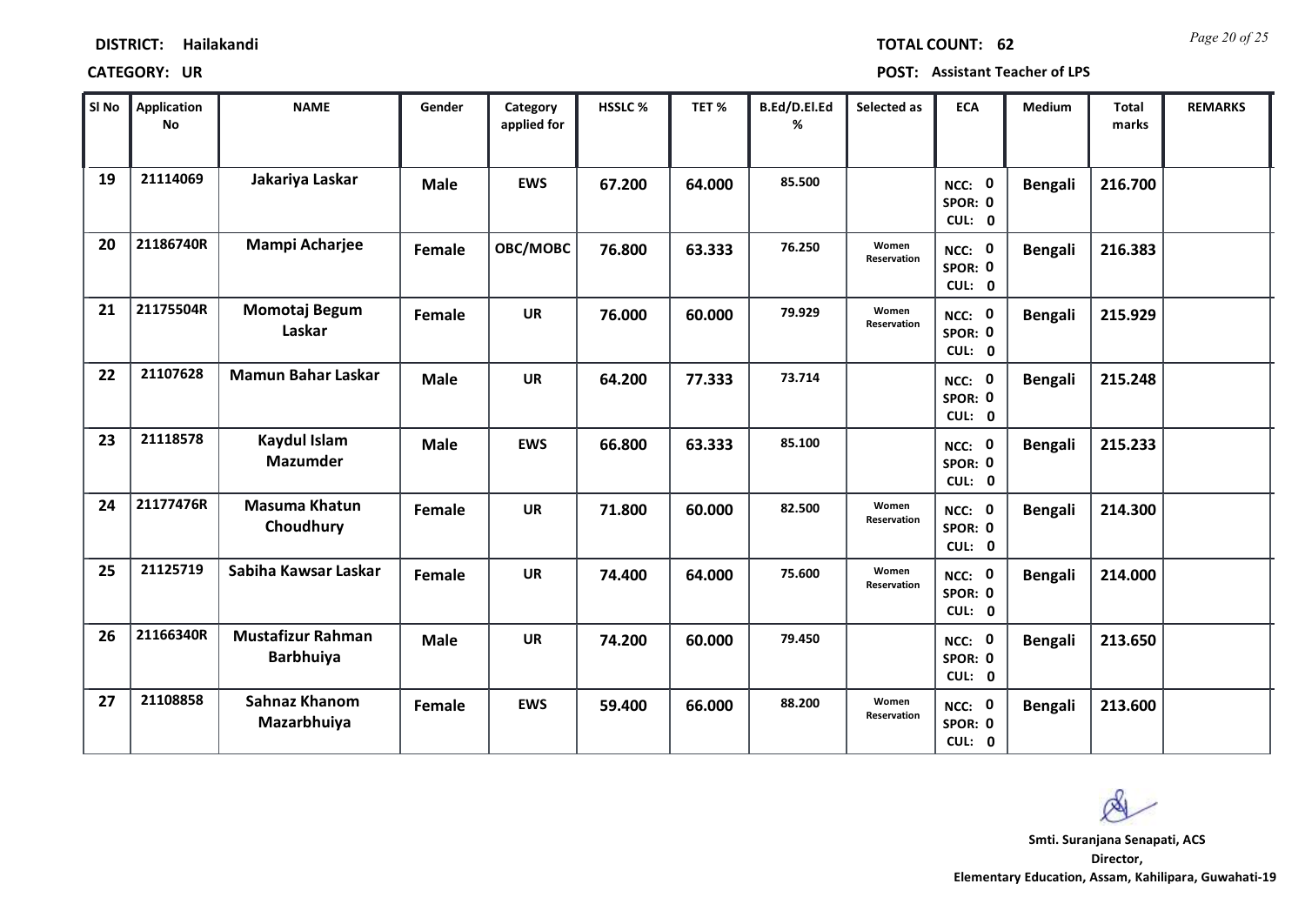**DISTRICT:** Hailakandi

**TOTAL COUNT:** 62

**CATEGORY:** UR

**POST:** Assistant Teacher of LPS

| Sl No | Application No | NAME | Gender | Category applied for | HSSLC % | TET % | B.Ed/D.El.Ed % | Selected as | ECA | Medium | Total marks | REMARKS |
|---|---|---|---|---|---|---|---|---|---|---|---|---|
| 19 | 21114069 | Jakariya Laskar | Male | EWS | 67.200 | 64.000 | 85.500 | | NCC: 0 SPOR: 0 CUL: 0 | Bengali | 216.700 | |
| 20 | 21186740R | Mampi Acharjee | Female | OBC/MOBC | 76.800 | 63.333 | 76.250 | Women Reservation | NCC: 0 SPOR: 0 CUL: 0 | Bengali | 216.383 | |
| 21 | 21175504R | Momotaj Begum Laskar | Female | UR | 76.000 | 60.000 | 79.929 | Women Reservation | NCC: 0 SPOR: 0 CUL: 0 | Bengali | 215.929 | |
| 22 | 21107628 | Mamun Bahar Laskar | Male | UR | 64.200 | 77.333 | 73.714 | | NCC: 0 SPOR: 0 CUL: 0 | Bengali | 215.248 | |
| 23 | 21118578 | Kaydul Islam Mazumder | Male | EWS | 66.800 | 63.333 | 85.100 | | NCC: 0 SPOR: 0 CUL: 0 | Bengali | 215.233 | |
| 24 | 21177476R | Masuma Khatun Choudhury | Female | UR | 71.800 | 60.000 | 82.500 | Women Reservation | NCC: 0 SPOR: 0 CUL: 0 | Bengali | 214.300 | |
| 25 | 21125719 | Sabiha Kawsar Laskar | Female | UR | 74.400 | 64.000 | 75.600 | Women Reservation | NCC: 0 SPOR: 0 CUL: 0 | Bengali | 214.000 | |
| 26 | 21166340R | Mustafizur Rahman Barbhuiya | Male | UR | 74.200 | 60.000 | 79.450 | | NCC: 0 SPOR: 0 CUL: 0 | Bengali | 213.650 | |
| 27 | 21108858 | Sahnaz Khanom Mazarbhuiya | Female | EWS | 59.400 | 66.000 | 88.200 | Women Reservation | NCC: 0 SPOR: 0 CUL: 0 | Bengali | 213.600 | |

**Smti. Suranjana Senapati, ACS**
**Director,**
**Elementary Education, Assam, Kahilipara, Guwahati-19**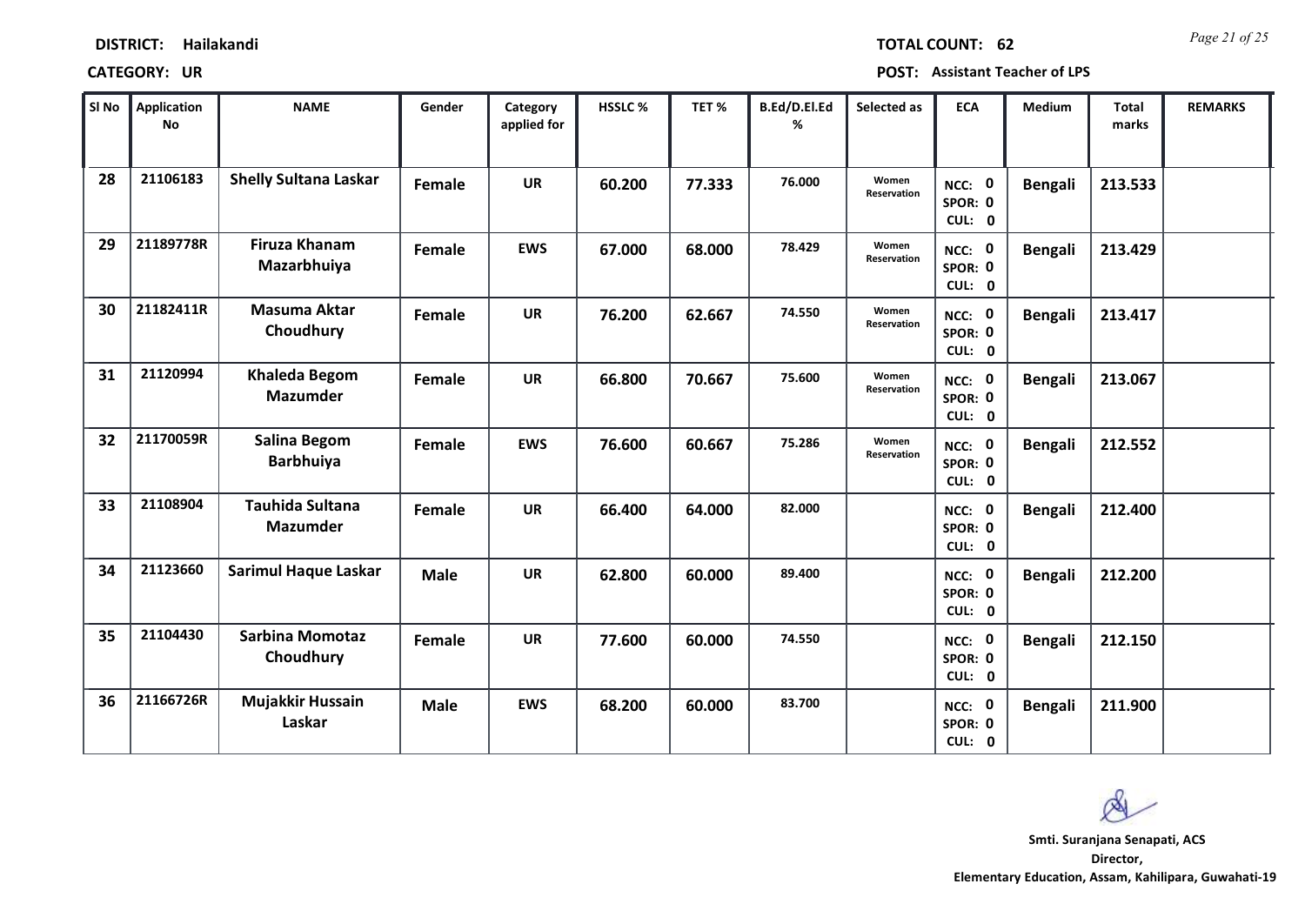**DISTRICT:** Hailakandi

**TOTAL COUNT:** 62

**CATEGORY:** UR

**POST:** Assistant Teacher of LPS

| Sl No | Application No | NAME | Gender | Category applied for | HSSLC % | TET % | B.Ed/D.El.Ed % | Selected as | ECA | Medium | Total marks | REMARKS |
|---|---|---|---|---|---|---|---|---|---|---|---|---|
| 28 | 21106183 | Shelly Sultana Laskar | Female | UR | 60.200 | 77.333 | 76.000 | Women Reservation | NCC: 0 SPOR: 0 CUL: 0 | Bengali | 213.533 | |
| 29 | 21189778R | Firuza Khanam Mazarbhuiya | Female | EWS | 67.000 | 68.000 | 78.429 | Women Reservation | NCC: 0 SPOR: 0 CUL: 0 | Bengali | 213.429 | |
| 30 | 21182411R | Masuma Aktar Choudhury | Female | UR | 76.200 | 62.667 | 74.550 | Women Reservation | NCC: 0 SPOR: 0 CUL: 0 | Bengali | 213.417 | |
| 31 | 21120994 | Khaleda Begom Mazumder | Female | UR | 66.800 | 70.667 | 75.600 | Women Reservation | NCC: 0 SPOR: 0 CUL: 0 | Bengali | 213.067 | |
| 32 | 21170059R | Salina Begom Barbhuiya | Female | EWS | 76.600 | 60.667 | 75.286 | Women Reservation | NCC: 0 SPOR: 0 CUL: 0 | Bengali | 212.552 | |
| 33 | 21108904 | Tauhida Sultana Mazumder | Female | UR | 66.400 | 64.000 | 82.000 | | NCC: 0 SPOR: 0 CUL: 0 | Bengali | 212.400 | |
| 34 | 21123660 | Sarimul Haque Laskar | Male | UR | 62.800 | 60.000 | 89.400 | | NCC: 0 SPOR: 0 CUL: 0 | Bengali | 212.200 | |
| 35 | 21104430 | Sarbina Momotaz Choudhury | Female | UR | 77.600 | 60.000 | 74.550 | | NCC: 0 SPOR: 0 CUL: 0 | Bengali | 212.150 | |
| 36 | 21166726R | Mujakkir Hussain Laskar | Male | EWS | 68.200 | 60.000 | 83.700 | | NCC: 0 SPOR: 0 CUL: 0 | Bengali | 211.900 | |

**Smti. Suranjana Senapati, ACS**
**Director,**
**Elementary Education, Assam, Kahilipara, Guwahati-19**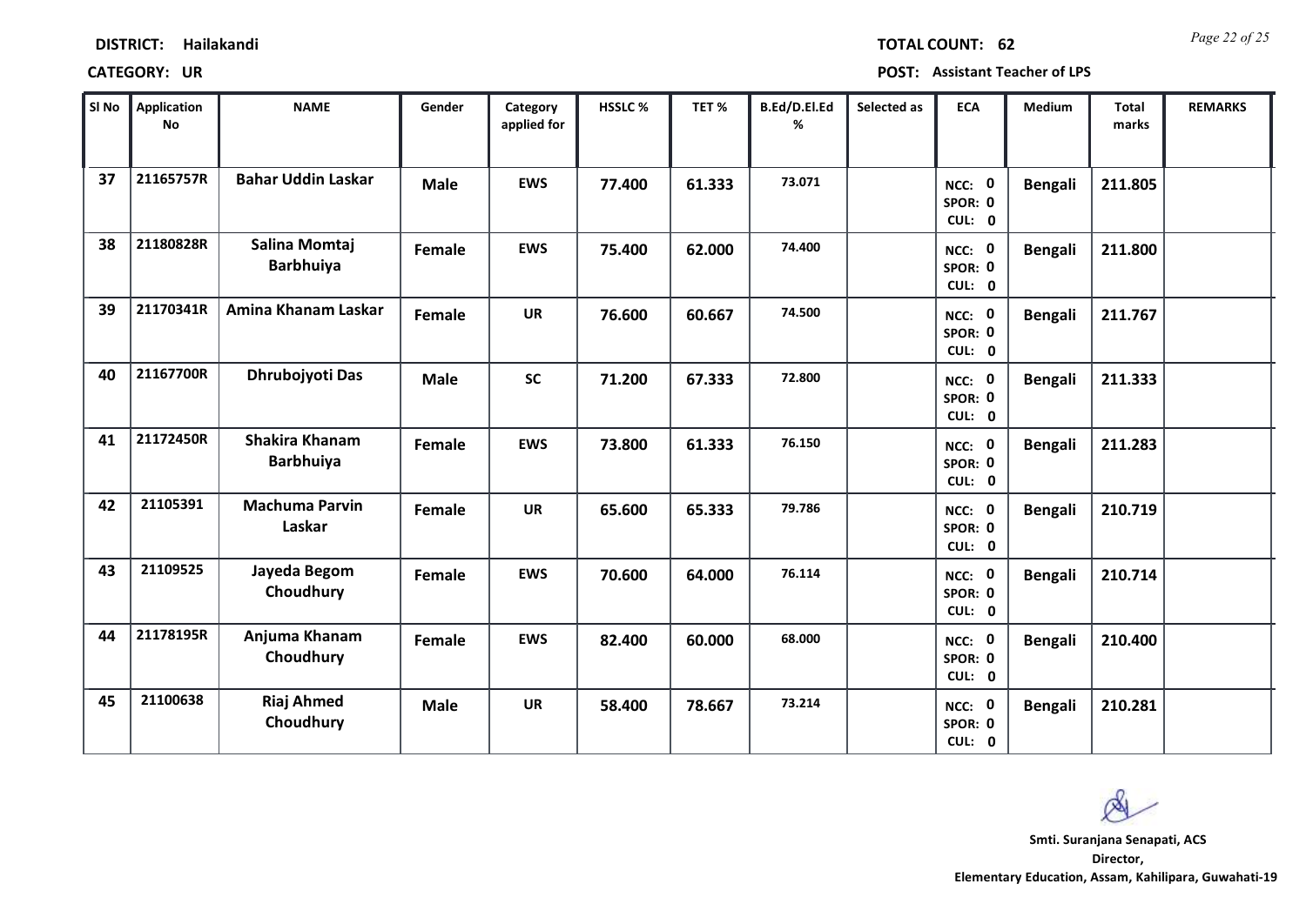**DISTRICT:** Hailakandi

**TOTAL COUNT:** 62

**CATEGORY:** UR

**POST:** Assistant Teacher of LPS

| Sl No | Application No | NAME | Gender | Category applied for | HSSLC % | TET % | B.Ed/D.El.Ed % | Selected as | ECA | Medium | Total marks | REMARKS |
|---|---|---|---|---|---|---|---|---|---|---|---|---|
| 37 | 21165757R | Bahar Uddin Laskar | Male | EWS | 77.400 | 61.333 | 73.071 | | NCC: 0 SPOR: 0 CUL: 0 | Bengali | 211.805 | |
| 38 | 21180828R | Salina Momtaj Barbhuiya | Female | EWS | 75.400 | 62.000 | 74.400 | | NCC: 0 SPOR: 0 CUL: 0 | Bengali | 211.800 | |
| 39 | 21170341R | Amina Khanam Laskar | Female | UR | 76.600 | 60.667 | 74.500 | | NCC: 0 SPOR: 0 CUL: 0 | Bengali | 211.767 | |
| 40 | 21167700R | Dhrubojyoti Das | Male | SC | 71.200 | 67.333 | 72.800 | | NCC: 0 SPOR: 0 CUL: 0 | Bengali | 211.333 | |
| 41 | 21172450R | Shakira Khanam Barbhuiya | Female | EWS | 73.800 | 61.333 | 76.150 | | NCC: 0 SPOR: 0 CUL: 0 | Bengali | 211.283 | |
| 42 | 21105391 | Machuma Parvin Laskar | Female | UR | 65.600 | 65.333 | 79.786 | | NCC: 0 SPOR: 0 CUL: 0 | Bengali | 210.719 | |
| 43 | 21109525 | Jayeda Begom Choudhury | Female | EWS | 70.600 | 64.000 | 76.114 | | NCC: 0 SPOR: 0 CUL: 0 | Bengali | 210.714 | |
| 44 | 21178195R | Anjuma Khanam Choudhury | Female | EWS | 82.400 | 60.000 | 68.000 | | NCC: 0 SPOR: 0 CUL: 0 | Bengali | 210.400 | |
| 45 | 21100638 | Riaj Ahmed Choudhury | Male | UR | 58.400 | 78.667 | 73.214 | | NCC: 0 SPOR: 0 CUL: 0 | Bengali | 210.281 | |

**Smti. Suranjana Senapati, ACS**
**Director,**
**Elementary Education, Assam, Kahilipara, Guwahati-19**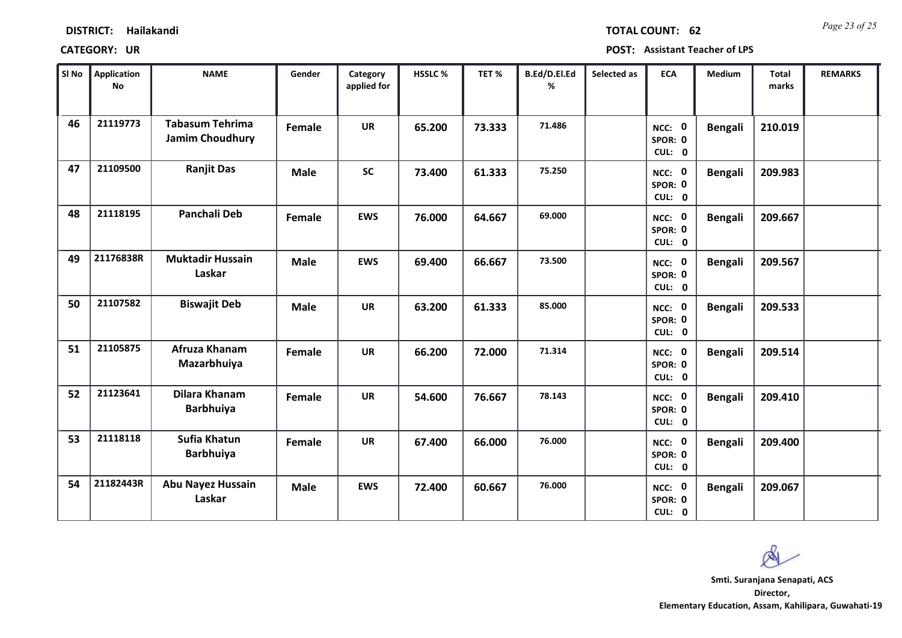**DISTRICT:** Hailakandi

**TOTAL COUNT:** 62

**CATEGORY:** UR

**POST:** Assistant Teacher of LPS

| Sl No | Application No | NAME | Gender | Category applied for | HSSLC % | TET % | B.Ed/D.El.Ed % | Selected as | ECA | Medium | Total marks | REMARKS |
|---|---|---|---|---|---|---|---|---|---|---|---|---|
| 46 | 21119773 | Tabasum Tehrima Jamim Choudhury | Female | UR | 65.200 | 73.333 | 71.486 | | NCC: 0 SPOR: 0 CUL: 0 | Bengali | 210.019 | |
| 47 | 21109500 | Ranjit Das | Male | SC | 73.400 | 61.333 | 75.250 | | NCC: 0 SPOR: 0 CUL: 0 | Bengali | 209.983 | |
| 48 | 21118195 | Panchali Deb | Female | EWS | 76.000 | 64.667 | 69.000 | | NCC: 0 SPOR: 0 CUL: 0 | Bengali | 209.667 | |
| 49 | 21176838R | Muktadir Hussain Laskar | Male | EWS | 69.400 | 66.667 | 73.500 | | NCC: 0 SPOR: 0 CUL: 0 | Bengali | 209.567 | |
| 50 | 21107582 | Biswajit Deb | Male | UR | 63.200 | 61.333 | 85.000 | | NCC: 0 SPOR: 0 CUL: 0 | Bengali | 209.533 | |
| 51 | 21105875 | Afruza Khanam Mazarbhuiya | Female | UR | 66.200 | 72.000 | 71.314 | | NCC: 0 SPOR: 0 CUL: 0 | Bengali | 209.514 | |
| 52 | 21123641 | Dilara Khanam Barbhuiya | Female | UR | 54.600 | 76.667 | 78.143 | | NCC: 0 SPOR: 0 CUL: 0 | Bengali | 209.410 | |
| 53 | 21118118 | Sufia Khatun Barbhuiya | Female | UR | 67.400 | 66.000 | 76.000 | | NCC: 0 SPOR: 0 CUL: 0 | Bengali | 209.400 | |
| 54 | 21182443R | Abu Nayez Hussain Laskar | Male | EWS | 72.400 | 60.667 | 76.000 | | NCC: 0 SPOR: 0 CUL: 0 | Bengali | 209.067 | |

**Smti. Suranjana Senapati, ACS**
**Director,**
**Elementary Education, Assam, Kahilipara, Guwahati-19**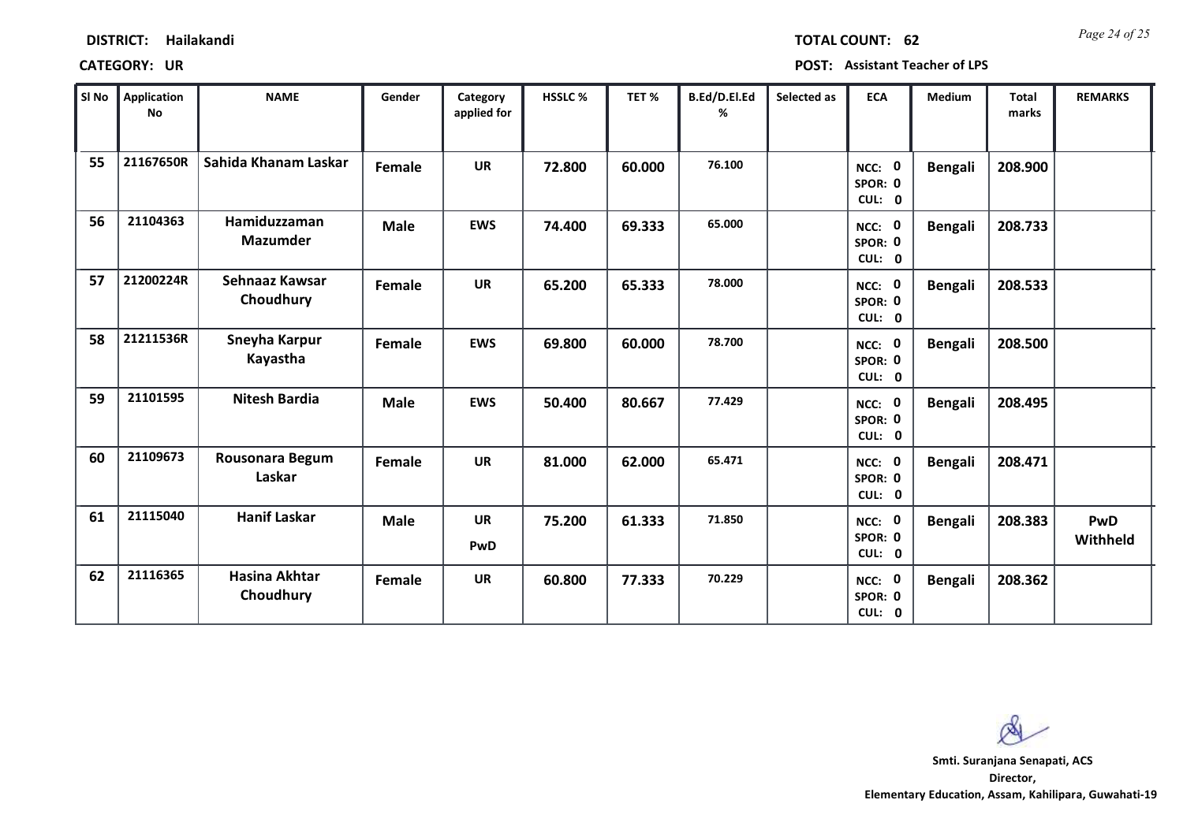**DISTRICT:** Hailakandi

**CATEGORY:** UR

**TOTAL COUNT:** 62

**POST:** Assistant Teacher of LPS

| Sl No | Application No | NAME | Gender | Category applied for | HSSLC % | TET % | B.Ed/D.El.Ed % | Selected as | ECA | Medium | Total marks | REMARKS |
|---|---|---|---|---|---|---|---|---|---|---|---|---|
| 55 | 21167650R | Sahida Khanam Laskar | Female | UR | 72.800 | 60.000 | 76.100 | | NCC: 0 SPOR: 0 CUL: 0 | Bengali | 208.900 | |
| 56 | 21104363 | Hamiduzzaman Mazumder | Male | EWS | 74.400 | 69.333 | 65.000 | | NCC: 0 SPOR: 0 CUL: 0 | Bengali | 208.733 | |
| 57 | 21200224R | Sehnaaz Kawsar Choudhury | Female | UR | 65.200 | 65.333 | 78.000 | | NCC: 0 SPOR: 0 CUL: 0 | Bengali | 208.533 | |
| 58 | 21211536R | Sneyha Karpur Kayastha | Female | EWS | 69.800 | 60.000 | 78.700 | | NCC: 0 SPOR: 0 CUL: 0 | Bengali | 208.500 | |
| 59 | 21101595 | Nitesh Bardia | Male | EWS | 50.400 | 80.667 | 77.429 | | NCC: 0 SPOR: 0 CUL: 0 | Bengali | 208.495 | |
| 60 | 21109673 | Rousonara Begum Laskar | Female | UR | 81.000 | 62.000 | 65.471 | | NCC: 0 SPOR: 0 CUL: 0 | Bengali | 208.471 | |
| 61 | 21115040 | Hanif Laskar | Male | UR PwD | 75.200 | 61.333 | 71.850 | | NCC: 0 SPOR: 0 CUL: 0 | Bengali | 208.383 | PwD Withheld |
| 62 | 21116365 | Hasina Akhtar Choudhury | Female | UR | 60.800 | 77.333 | 70.229 | | NCC: 0 SPOR: 0 CUL: 0 | Bengali | 208.362 | |

**Smti. Suranjana Senapati, ACS**
**Director,**
**Elementary Education, Assam, Kahilipara, Guwahati-19**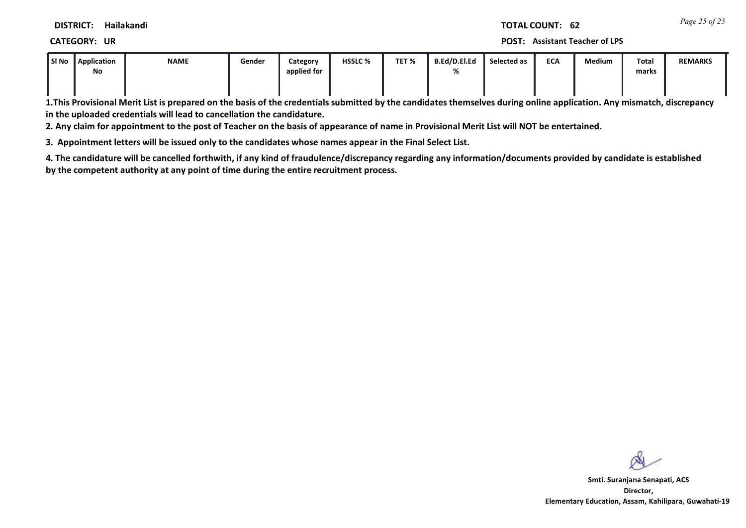**DISTRICT:** Hailakandi

**CATEGORY:** UR

**TOTAL COUNT:** 62

**POST:** Assistant Teacher of LPS

| Sl No | Application No | NAME | Gender | Category applied for | HSSLC % | TET % | B.Ed/D.El.Ed % | Selected as | ECA | Medium | Total marks | REMARKS |
|---|---|---|---|---|---|---|---|---|---|---|---|---|

**1.This Provisional Merit List is prepared on the basis of the credentials submitted by the candidates themselves during online application. Any mismatch, discrepancy in the uploaded credentials will lead to cancellation the candidature.**

**2. Any claim for appointment to the post of Teacher on the basis of appearance of name in Provisional Merit List will NOT be entertained.**

**3. Appointment letters will be issued only to the candidates whose names appear in the Final Select List.**

**4. The candidature will be cancelled forthwith, if any kind of fraudulence/discrepancy regarding any information/documents provided by candidate is established by the competent authority at any point of time during the entire recruitment process.**

**Smti. Suranjana Senapati, ACS**
**Director,**
**Elementary Education, Assam, Kahilipara, Guwahati-19**